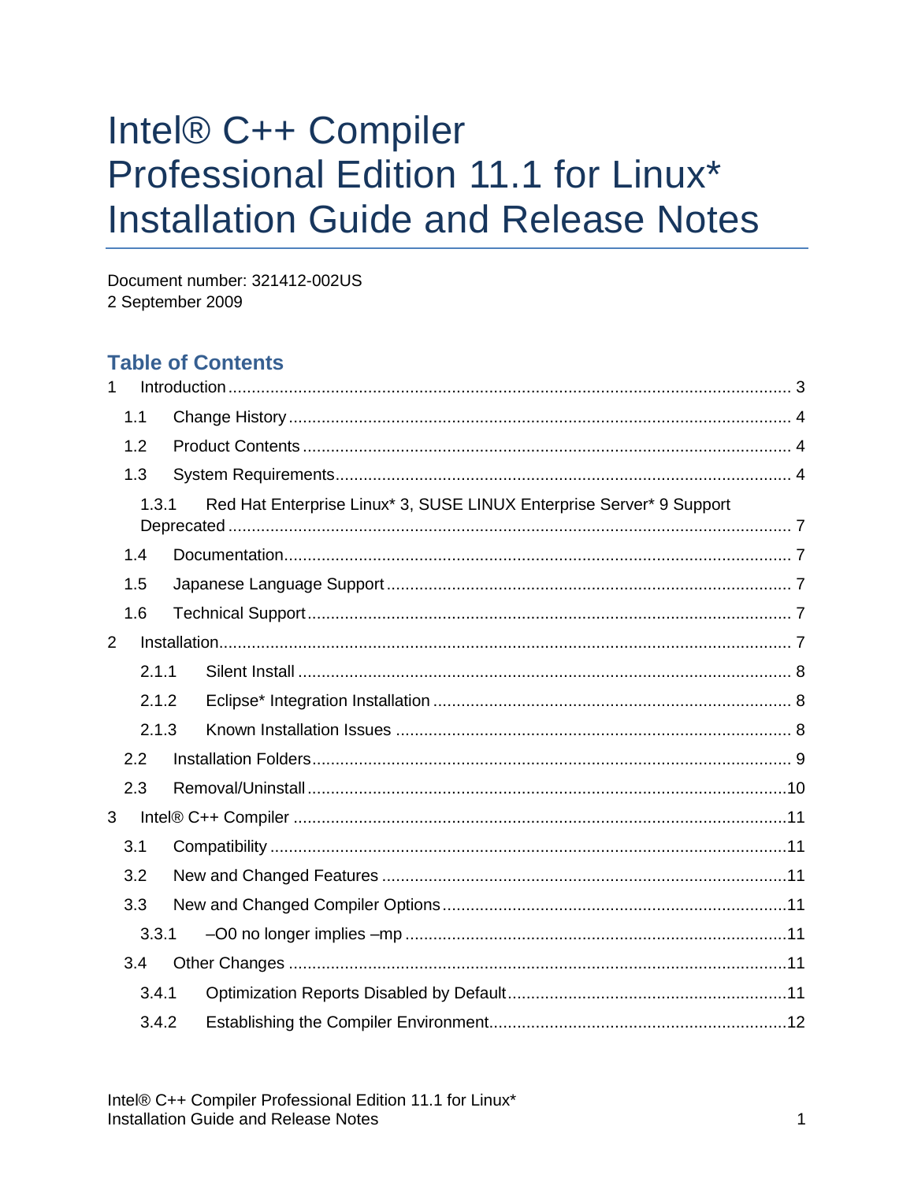# Intel® C++ Compiler Professional Edition 11.1 for Linux* Installation Guide and Release Notes

Document number: 321412-002US
2 September 2009

## Table of Contents

1 Introduction ........ 3
- 1.1 Change History ........ 4
- 1.2 Product Contents ........ 4
- 1.3 System Requirements ........ 4
  - 1.3.1 Red Hat Enterprise Linux* 3, SUSE LINUX Enterprise Server* 9 Support Deprecated ........ 7
- 1.4 Documentation ........ 7
- 1.5 Japanese Language Support ........ 7
- 1.6 Technical Support ........ 7

2 Installation ........ 7
  - 2.1.1 Silent Install ........ 8
  - 2.1.2 Eclipse* Integration Installation ........ 8
  - 2.1.3 Known Installation Issues ........ 8
- 2.2 Installation Folders ........ 9
- 2.3 Removal/Uninstall ........ 10

3 Intel® C++ Compiler ........ 11
- 3.1 Compatibility ........ 11
- 3.2 New and Changed Features ........ 11
- 3.3 New and Changed Compiler Options ........ 11
  - 3.3.1 –O0 no longer implies –mp ........ 11
- 3.4 Other Changes ........ 11
  - 3.4.1 Optimization Reports Disabled by Default ........ 11
  - 3.4.2 Establishing the Compiler Environment ........ 12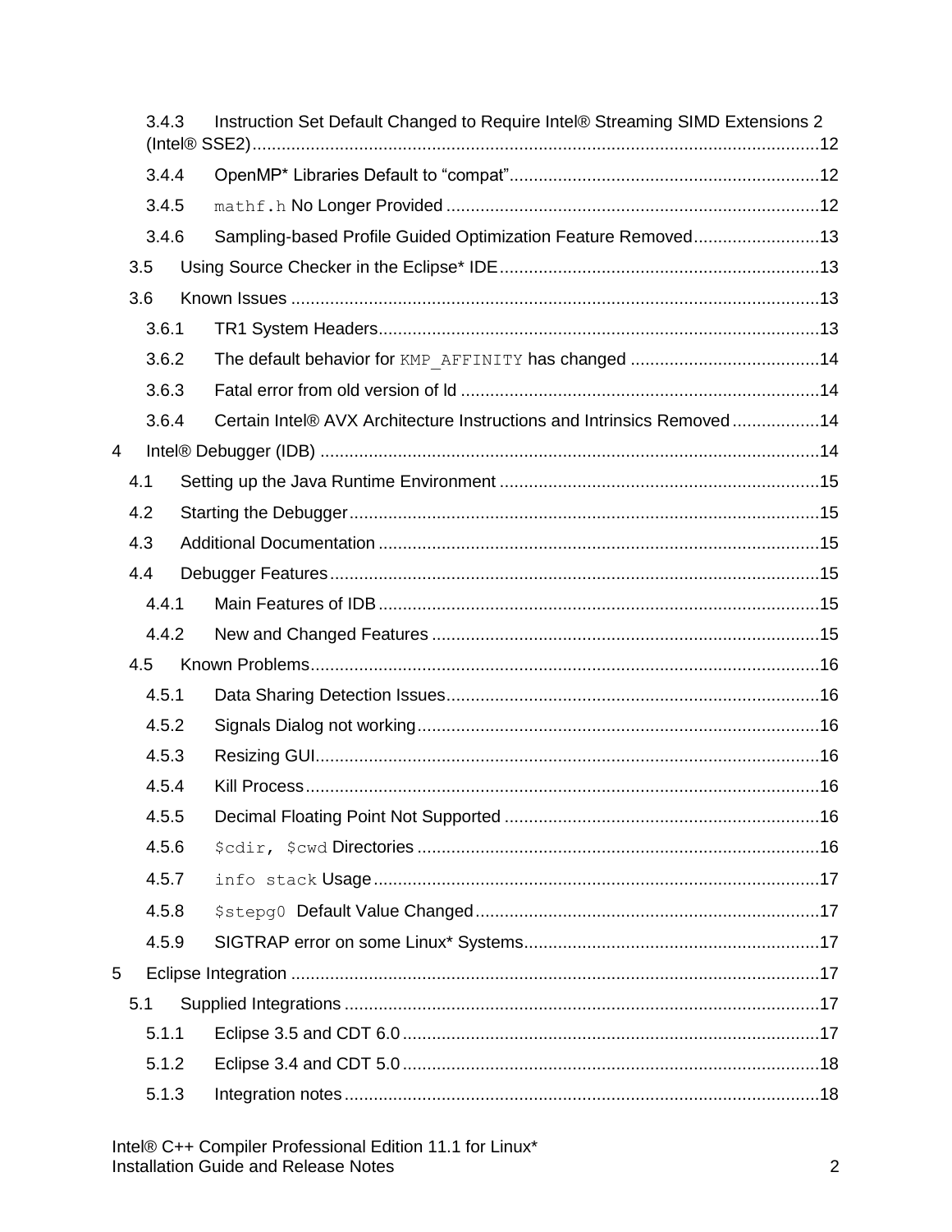3.4.3 Instruction Set Default Changed to Require Intel® Streaming SIMD Extensions 2 (Intel® SSE2) ..... 12

3.4.4 OpenMP* Libraries Default to "compat" ..... 12

3.4.5 `mathf.h` No Longer Provided ..... 12

3.4.6 Sampling-based Profile Guided Optimization Feature Removed ..... 13

3.5 Using Source Checker in the Eclipse* IDE ..... 13

3.6 Known Issues ..... 13

3.6.1 TR1 System Headers ..... 13

3.6.2 The default behavior for `KMP_AFFINITY` has changed ..... 14

3.6.3 Fatal error from old version of ld ..... 14

3.6.4 Certain Intel® AVX Architecture Instructions and Intrinsics Removed ..... 14

4 Intel® Debugger (IDB) ..... 14

4.1 Setting up the Java Runtime Environment ..... 15

4.2 Starting the Debugger ..... 15

4.3 Additional Documentation ..... 15

4.4 Debugger Features ..... 15

4.4.1 Main Features of IDB ..... 15

4.4.2 New and Changed Features ..... 15

4.5 Known Problems ..... 16

4.5.1 Data Sharing Detection Issues ..... 16

4.5.2 Signals Dialog not working ..... 16

4.5.3 Resizing GUI ..... 16

4.5.4 Kill Process ..... 16

4.5.5 Decimal Floating Point Not Supported ..... 16

4.5.6 `$cdir, $cwd` Directories ..... 16

4.5.7 `info stack` Usage ..... 17

4.5.8 `$stepg0` Default Value Changed ..... 17

4.5.9 SIGTRAP error on some Linux* Systems ..... 17

5 Eclipse Integration ..... 17

5.1 Supplied Integrations ..... 17

5.1.1 Eclipse 3.5 and CDT 6.0 ..... 17

5.1.2 Eclipse 3.4 and CDT 5.0 ..... 18

5.1.3 Integration notes ..... 18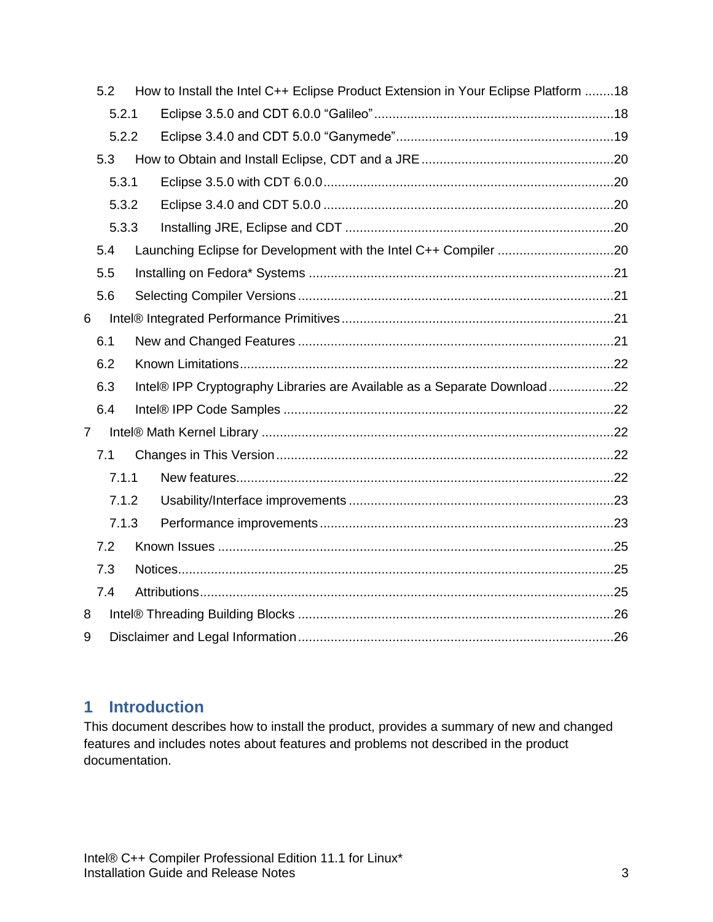5.2 How to Install the Intel C++ Eclipse Product Extension in Your Eclipse Platform ........18

5.2.1 Eclipse 3.5.0 and CDT 6.0.0 “Galileo” ........18

5.2.2 Eclipse 3.4.0 and CDT 5.0.0 “Ganymede” ........19

5.3 How to Obtain and Install Eclipse, CDT and a JRE ........20

5.3.1 Eclipse 3.5.0 with CDT 6.0.0 ........20

5.3.2 Eclipse 3.4.0 and CDT 5.0.0 ........20

5.3.3 Installing JRE, Eclipse and CDT ........20

5.4 Launching Eclipse for Development with the Intel C++ Compiler ........20

5.5 Installing on Fedora* Systems ........21

5.6 Selecting Compiler Versions ........21

6 Intel® Integrated Performance Primitives ........21

6.1 New and Changed Features ........21

6.2 Known Limitations ........22

6.3 Intel® IPP Cryptography Libraries are Available as a Separate Download ........22

6.4 Intel® IPP Code Samples ........22

7 Intel® Math Kernel Library ........22

7.1 Changes in This Version ........22

7.1.1 New features ........22

7.1.2 Usability/Interface improvements ........23

7.1.3 Performance improvements ........23

7.2 Known Issues ........25

7.3 Notices ........25

7.4 Attributions ........25

8 Intel® Threading Building Blocks ........26

9 Disclaimer and Legal Information ........26

# 1 Introduction

This document describes how to install the product, provides a summary of new and changed features and includes notes about features and problems not described in the product documentation.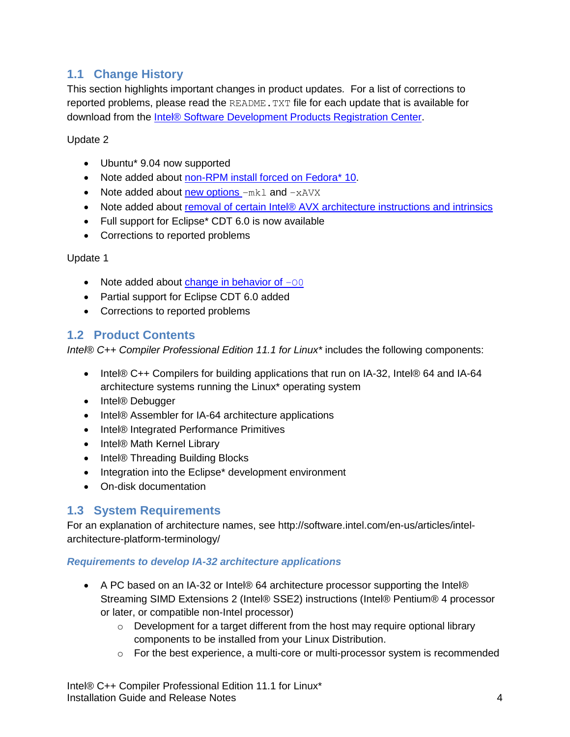## 1.1 Change History

This section highlights important changes in product updates. For a list of corrections to reported problems, please read the `README.TXT` file for each update that is available for download from the Intel® Software Development Products Registration Center.

Update 2

- Ubuntu* 9.04 now supported
- Note added about non-RPM install forced on Fedora* 10.
- Note added about new options `-mkl` and `-xAVX`
- Note added about removal of certain Intel® AVX architecture instructions and intrinsics
- Full support for Eclipse* CDT 6.0 is now available
- Corrections to reported problems

Update 1

- Note added about change in behavior of `-O0`
- Partial support for Eclipse CDT 6.0 added
- Corrections to reported problems

## 1.2 Product Contents

*Intel® C++ Compiler Professional Edition 11.1 for Linux** includes the following components:

- Intel® C++ Compilers for building applications that run on IA-32, Intel® 64 and IA-64 architecture systems running the Linux* operating system
- Intel® Debugger
- Intel® Assembler for IA-64 architecture applications
- Intel® Integrated Performance Primitives
- Intel® Math Kernel Library
- Intel® Threading Building Blocks
- Integration into the Eclipse* development environment
- On-disk documentation

## 1.3 System Requirements

For an explanation of architecture names, see http://software.intel.com/en-us/articles/intel-architecture-platform-terminology/

### *Requirements to develop IA-32 architecture applications*

- A PC based on an IA-32 or Intel® 64 architecture processor supporting the Intel® Streaming SIMD Extensions 2 (Intel® SSE2) instructions (Intel® Pentium® 4 processor or later, or compatible non-Intel processor)
  - Development for a target different from the host may require optional library components to be installed from your Linux Distribution.
  - For the best experience, a multi-core or multi-processor system is recommended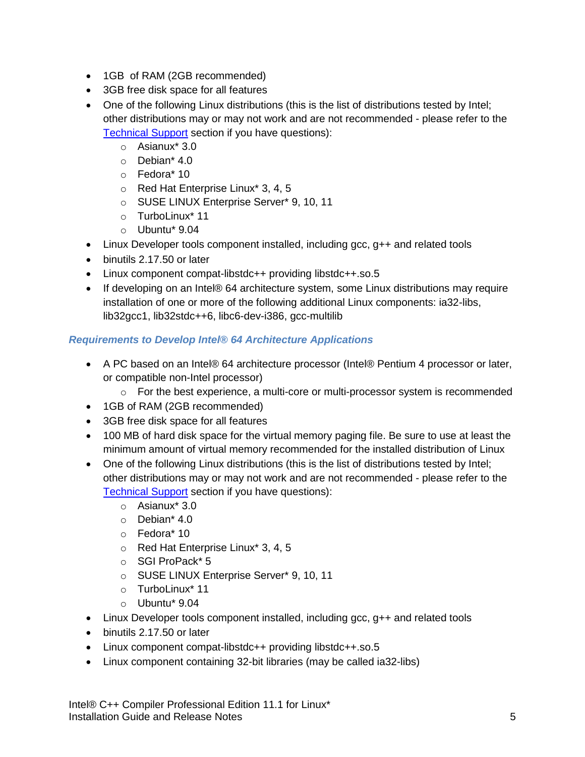- 1GB of RAM (2GB recommended)
- 3GB free disk space for all features
- One of the following Linux distributions (this is the list of distributions tested by Intel; other distributions may or may not work and are not recommended - please refer to the [Technical Support]() section if you have questions):
  - Asianux* 3.0
  - Debian* 4.0
  - Fedora* 10
  - Red Hat Enterprise Linux* 3, 4, 5
  - SUSE LINUX Enterprise Server* 9, 10, 11
  - TurboLinux* 11
  - Ubuntu* 9.04
- Linux Developer tools component installed, including gcc, g++ and related tools
- binutils 2.17.50 or later
- Linux component compat-libstdc++ providing libstdc++.so.5
- If developing on an Intel® 64 architecture system, some Linux distributions may require installation of one or more of the following additional Linux components: ia32-libs, lib32gcc1, lib32stdc++6, libc6-dev-i386, gcc-multilib

#### *Requirements to Develop Intel® 64 Architecture Applications*

- A PC based on an Intel® 64 architecture processor (Intel® Pentium 4 processor or later, or compatible non-Intel processor)
  - For the best experience, a multi-core or multi-processor system is recommended
- 1GB of RAM (2GB recommended)
- 3GB free disk space for all features
- 100 MB of hard disk space for the virtual memory paging file. Be sure to use at least the minimum amount of virtual memory recommended for the installed distribution of Linux
- One of the following Linux distributions (this is the list of distributions tested by Intel; other distributions may or may not work and are not recommended - please refer to the [Technical Support]() section if you have questions):
  - Asianux* 3.0
  - Debian* 4.0
  - Fedora* 10
  - Red Hat Enterprise Linux* 3, 4, 5
  - SGI ProPack* 5
  - SUSE LINUX Enterprise Server* 9, 10, 11
  - TurboLinux* 11
  - Ubuntu* 9.04
- Linux Developer tools component installed, including gcc, g++ and related tools
- binutils 2.17.50 or later
- Linux component compat-libstdc++ providing libstdc++.so.5
- Linux component containing 32-bit libraries (may be called ia32-libs)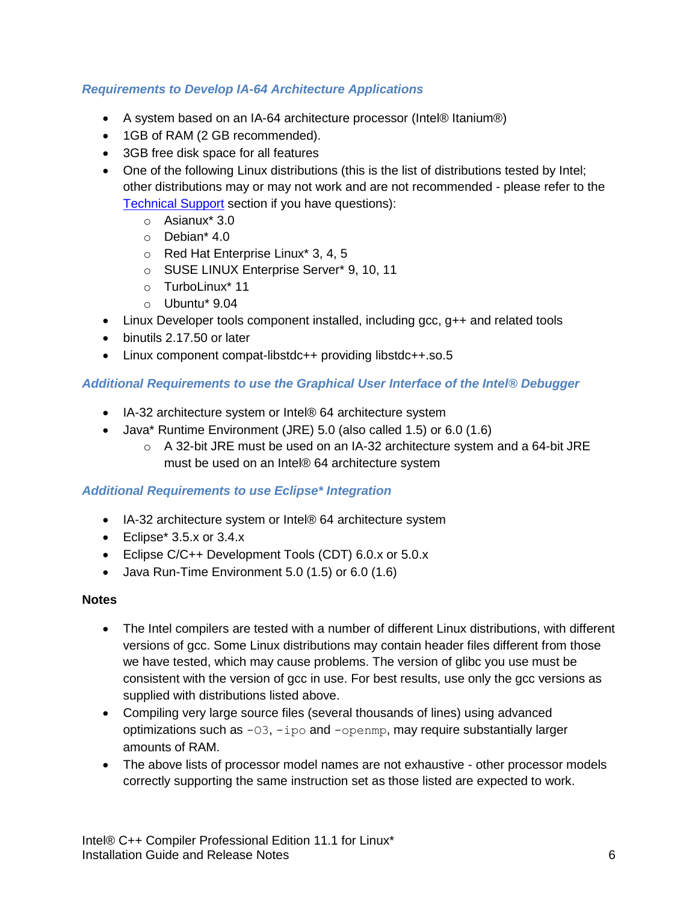### *Requirements to Develop IA-64 Architecture Applications*

- A system based on an IA-64 architecture processor (Intel® Itanium®)
- 1GB of RAM (2 GB recommended).
- 3GB free disk space for all features
- One of the following Linux distributions (this is the list of distributions tested by Intel; other distributions may or may not work and are not recommended - please refer to the Technical Support section if you have questions):
  - Asianux* 3.0
  - Debian* 4.0
  - Red Hat Enterprise Linux* 3, 4, 5
  - SUSE LINUX Enterprise Server* 9, 10, 11
  - TurboLinux* 11
  - Ubuntu* 9.04
- Linux Developer tools component installed, including gcc, g++ and related tools
- binutils 2.17.50 or later
- Linux component compat-libstdc++ providing libstdc++.so.5

### *Additional Requirements to use the Graphical User Interface of the Intel® Debugger*

- IA-32 architecture system or Intel® 64 architecture system
- Java* Runtime Environment (JRE) 5.0 (also called 1.5) or 6.0 (1.6)
  - A 32-bit JRE must be used on an IA-32 architecture system and a 64-bit JRE must be used on an Intel® 64 architecture system

### *Additional Requirements to use Eclipse* Integration*

- IA-32 architecture system or Intel® 64 architecture system
- Eclipse* 3.5.x or 3.4.x
- Eclipse C/C++ Development Tools (CDT) 6.0.x or 5.0.x
- Java Run-Time Environment 5.0 (1.5) or 6.0 (1.6)

**Notes**

- The Intel compilers are tested with a number of different Linux distributions, with different versions of gcc. Some Linux distributions may contain header files different from those we have tested, which may cause problems. The version of glibc you use must be consistent with the version of gcc in use. For best results, use only the gcc versions as supplied with distributions listed above.
- Compiling very large source files (several thousands of lines) using advanced optimizations such as `-O3`, `-ipo` and `-openmp`, may require substantially larger amounts of RAM.
- The above lists of processor model names are not exhaustive - other processor models correctly supporting the same instruction set as those listed are expected to work.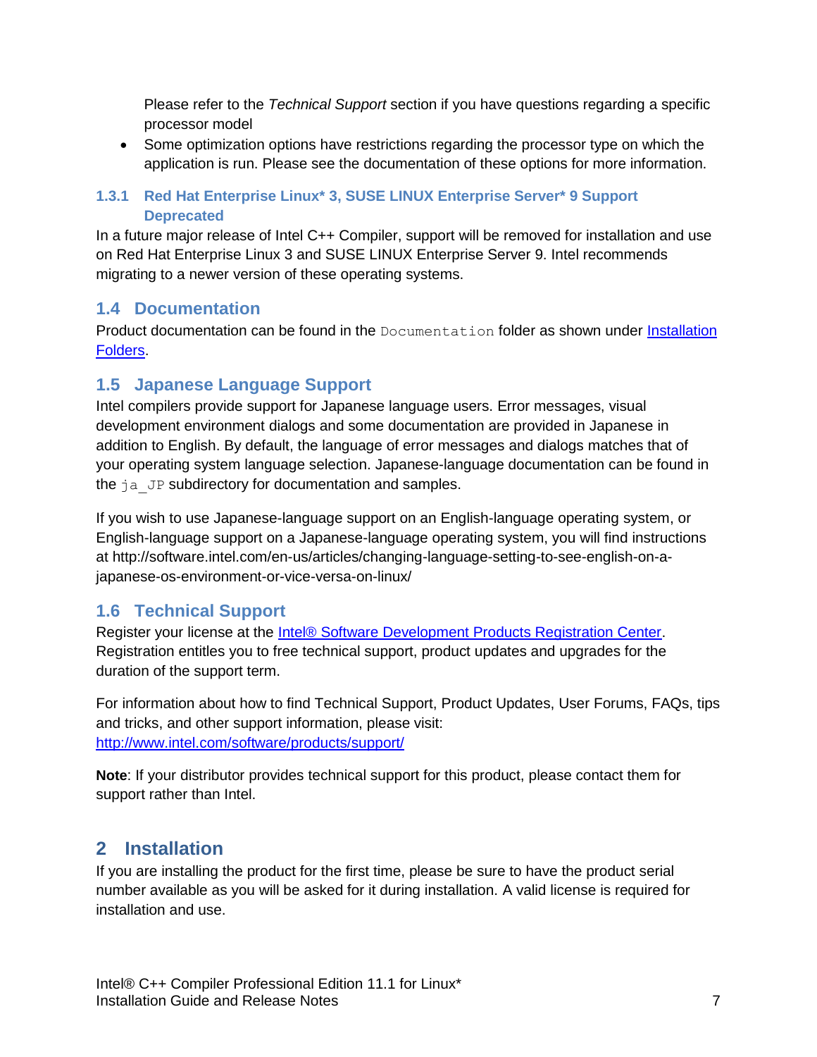Please refer to the *Technical Support* section if you have questions regarding a specific processor model

- Some optimization options have restrictions regarding the processor type on which the application is run. Please see the documentation of these options for more information.

### 1.3.1 Red Hat Enterprise Linux* 3, SUSE LINUX Enterprise Server* 9 Support Deprecated

In a future major release of Intel C++ Compiler, support will be removed for installation and use on Red Hat Enterprise Linux 3 and SUSE LINUX Enterprise Server 9. Intel recommends migrating to a newer version of these operating systems.

## 1.4 Documentation

Product documentation can be found in the `Documentation` folder as shown under [Installation Folders](#).

## 1.5 Japanese Language Support

Intel compilers provide support for Japanese language users. Error messages, visual development environment dialogs and some documentation are provided in Japanese in addition to English. By default, the language of error messages and dialogs matches that of your operating system language selection. Japanese-language documentation can be found in the `ja_JP` subdirectory for documentation and samples.

If you wish to use Japanese-language support on an English-language operating system, or English-language support on a Japanese-language operating system, you will find instructions at http://software.intel.com/en-us/articles/changing-language-setting-to-see-english-on-a-japanese-os-environment-or-vice-versa-on-linux/

## 1.6 Technical Support

Register your license at the [Intel® Software Development Products Registration Center](#). Registration entitles you to free technical support, product updates and upgrades for the duration of the support term.

For information about how to find Technical Support, Product Updates, User Forums, FAQs, tips and tricks, and other support information, please visit: [http://www.intel.com/software/products/support/](http://www.intel.com/software/products/support/)

**Note**: If your distributor provides technical support for this product, please contact them for support rather than Intel.

# 2 Installation

If you are installing the product for the first time, please be sure to have the product serial number available as you will be asked for it during installation. A valid license is required for installation and use.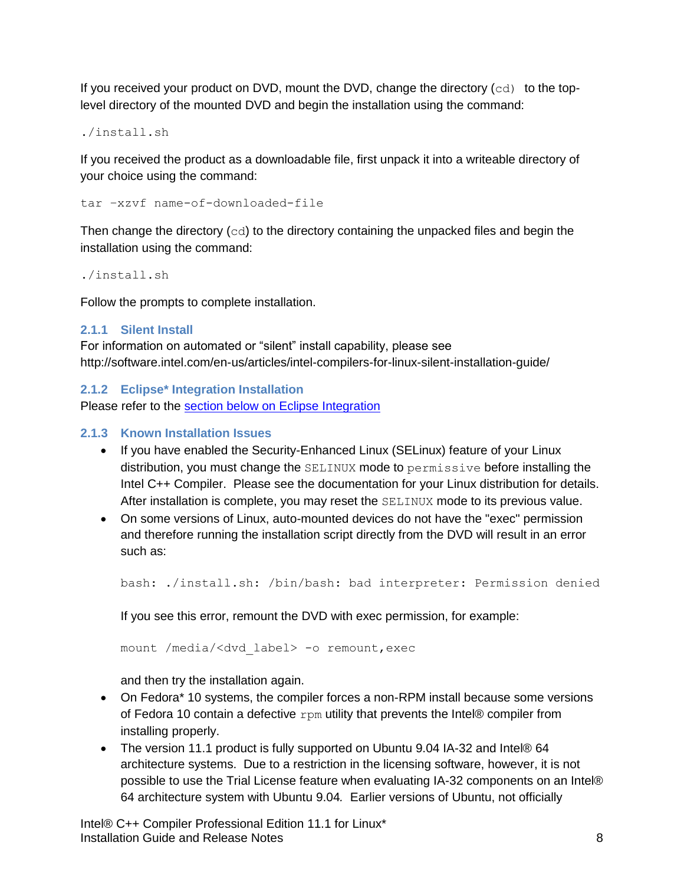If you received your product on DVD, mount the DVD, change the directory (`cd`) to the top-level directory of the mounted DVD and begin the installation using the command:

```
./install.sh
```

If you received the product as a downloadable file, first unpack it into a writeable directory of your choice using the command:

```
tar –xzvf name-of-downloaded-file
```

Then change the directory (`cd`) to the directory containing the unpacked files and begin the installation using the command:

```
./install.sh
```

Follow the prompts to complete installation.

### 2.1.1 Silent Install

For information on automated or "silent" install capability, please see http://software.intel.com/en-us/articles/intel-compilers-for-linux-silent-installation-guide/

### 2.1.2 Eclipse* Integration Installation

Please refer to the section below on Eclipse Integration

### 2.1.3 Known Installation Issues

- If you have enabled the Security-Enhanced Linux (SELinux) feature of your Linux distribution, you must change the `SELINUX` mode to `permissive` before installing the Intel C++ Compiler. Please see the documentation for your Linux distribution for details. After installation is complete, you may reset the `SELINUX` mode to its previous value.
- On some versions of Linux, auto-mounted devices do not have the "exec" permission and therefore running the installation script directly from the DVD will result in an error such as:

  ```
  bash: ./install.sh: /bin/bash: bad interpreter: Permission denied
  ```

  If you see this error, remount the DVD with exec permission, for example:

  ```
  mount /media/<dvd_label> -o remount,exec
  ```

  and then try the installation again.
- On Fedora* 10 systems, the compiler forces a non-RPM install because some versions of Fedora 10 contain a defective `rpm` utility that prevents the Intel® compiler from installing properly.
- The version 11.1 product is fully supported on Ubuntu 9.04 IA-32 and Intel® 64 architecture systems. Due to a restriction in the licensing software, however, it is not possible to use the Trial License feature when evaluating IA-32 components on an Intel® 64 architecture system with Ubuntu 9.04. Earlier versions of Ubuntu, not officially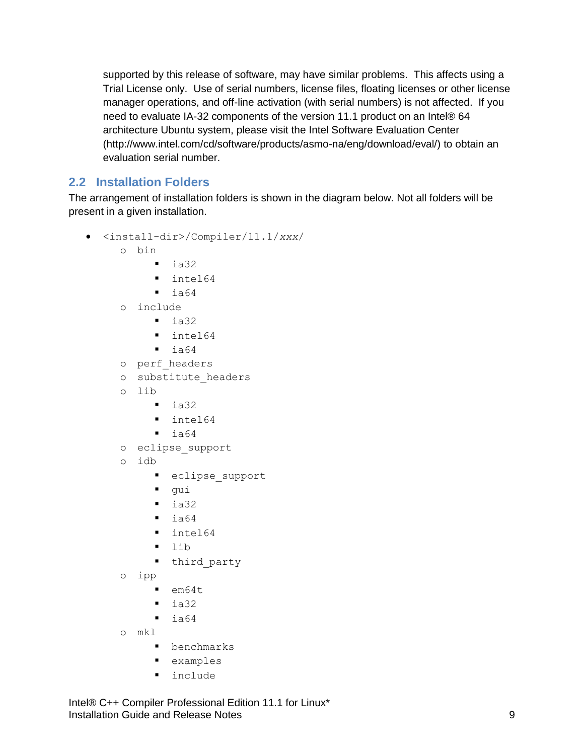supported by this release of software, may have similar problems. This affects using a Trial License only. Use of serial numbers, license files, floating licenses or other license manager operations, and off-line activation (with serial numbers) is not affected. If you need to evaluate IA-32 components of the version 11.1 product on an Intel® 64 architecture Ubuntu system, please visit the Intel Software Evaluation Center (http://www.intel.com/cd/software/products/asmo-na/eng/download/eval/) to obtain an evaluation serial number.

## 2.2 Installation Folders

The arrangement of installation folders is shown in the diagram below. Not all folders will be present in a given installation.

- `<install-dir>/Compiler/11.1/`*`xxx`*`/`
  - `bin`
    - `ia32`
    - `intel64`
    - `ia64`
  - `include`
    - `ia32`
    - `intel64`
    - `ia64`
  - `perf_headers`
  - `substitute_headers`
  - `lib`
    - `ia32`
    - `intel64`
    - `ia64`
  - `eclipse_support`
  - `idb`
    - `eclipse_support`
    - `gui`
    - `ia32`
    - `ia64`
    - `intel64`
    - `lib`
    - `third_party`
  - `ipp`
    - `em64t`
    - `ia32`
    - `ia64`
  - `mkl`
    - `benchmarks`
    - `examples`
    - `include`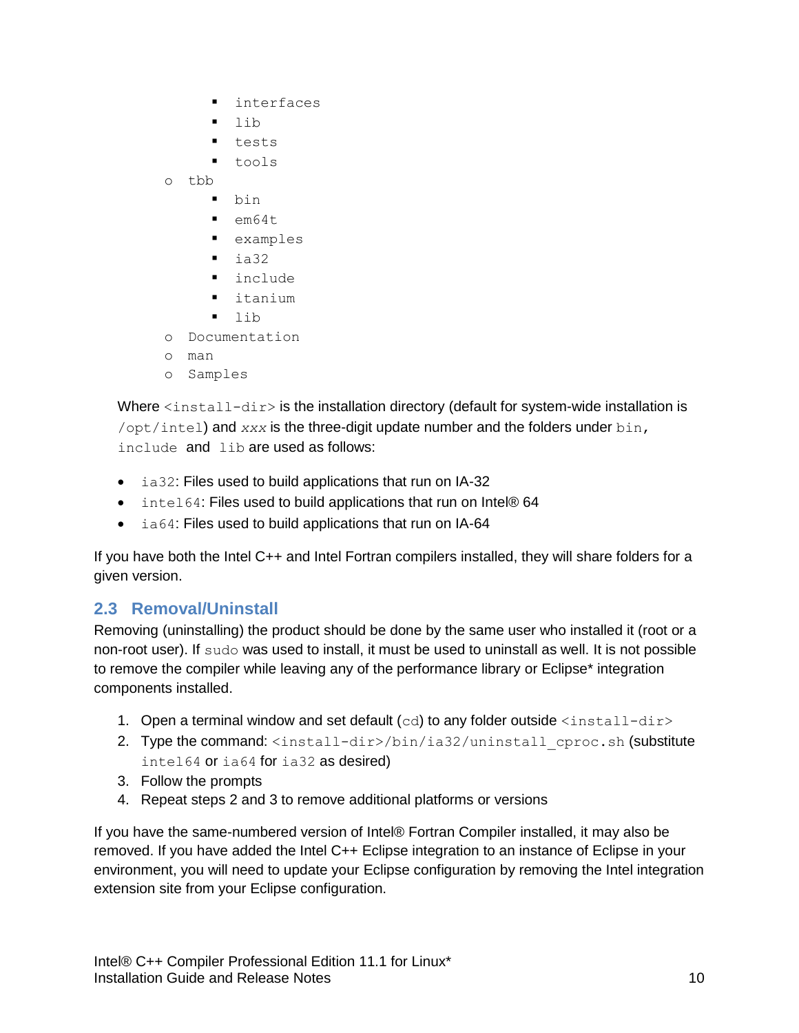- `interfaces`
        - `lib`
        - `tests`
        - `tools`
    - `tbb`
        - `bin`
        - `em64t`
        - `examples`
        - `ia32`
        - `include`
        - `itanium`
        - `lib`
    - `Documentation`
    - `man`
    - `Samples`

Where `<install-dir>` is the installation directory (default for system-wide installation is `/opt/intel`) and *xxx* is the three-digit update number and the folders under `bin`, `include` and `lib` are used as follows:

- `ia32`: Files used to build applications that run on IA-32
- `intel64`: Files used to build applications that run on Intel® 64
- `ia64`: Files used to build applications that run on IA-64

If you have both the Intel C++ and Intel Fortran compilers installed, they will share folders for a given version.

## 2.3 Removal/Uninstall

Removing (uninstalling) the product should be done by the same user who installed it (root or a non-root user). If `sudo` was used to install, it must be used to uninstall as well. It is not possible to remove the compiler while leaving any of the performance library or Eclipse* integration components installed.

1. Open a terminal window and set default (`cd`) to any folder outside `<install-dir>`
2. Type the command: `<install-dir>/bin/ia32/uninstall_cproc.sh` (substitute `intel64` or `ia64` for `ia32` as desired)
3. Follow the prompts
4. Repeat steps 2 and 3 to remove additional platforms or versions

If you have the same-numbered version of Intel® Fortran Compiler installed, it may also be removed. If you have added the Intel C++ Eclipse integration to an instance of Eclipse in your environment, you will need to update your Eclipse configuration by removing the Intel integration extension site from your Eclipse configuration.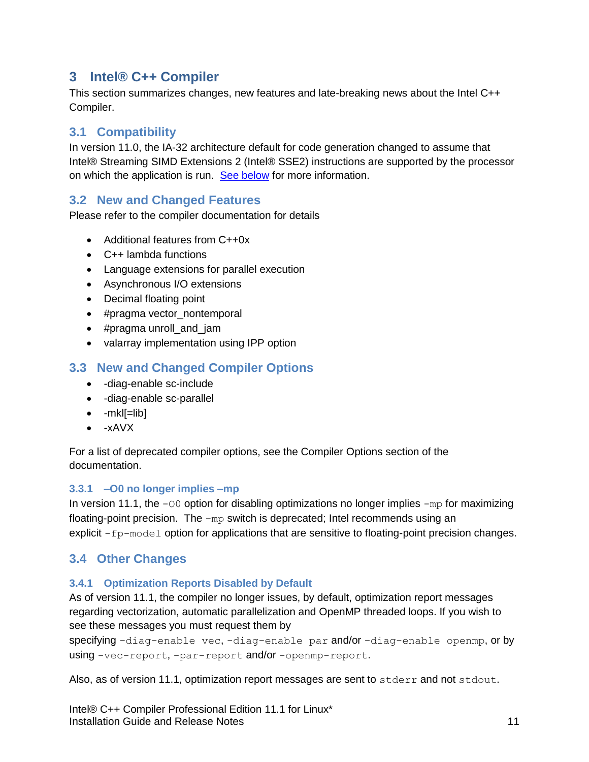# 3 Intel® C++ Compiler

This section summarizes changes, new features and late-breaking news about the Intel C++ Compiler.

## 3.1 Compatibility

In version 11.0, the IA-32 architecture default for code generation changed to assume that Intel® Streaming SIMD Extensions 2 (Intel® SSE2) instructions are supported by the processor on which the application is run. See below for more information.

## 3.2 New and Changed Features

Please refer to the compiler documentation for details

- Additional features from C++0x
- C++ lambda functions
- Language extensions for parallel execution
- Asynchronous I/O extensions
- Decimal floating point
- #pragma vector_nontemporal
- #pragma unroll_and_jam
- valarray implementation using IPP option

## 3.3 New and Changed Compiler Options

- -diag-enable sc-include
- -diag-enable sc-parallel
- -mkl[=lib]
- -xAVX

For a list of deprecated compiler options, see the Compiler Options section of the documentation.

### 3.3.1 –O0 no longer implies –mp

In version 11.1, the `-O0` option for disabling optimizations no longer implies `-mp` for maximizing floating-point precision. The `-mp` switch is deprecated; Intel recommends using an explicit `-fp-model` option for applications that are sensitive to floating-point precision changes.

## 3.4 Other Changes

### 3.4.1 Optimization Reports Disabled by Default

As of version 11.1, the compiler no longer issues, by default, optimization report messages regarding vectorization, automatic parallelization and OpenMP threaded loops. If you wish to see these messages you must request them by specifying `-diag-enable vec`, `-diag-enable par` and/or `-diag-enable openmp`, or by using `-vec-report`, `-par-report` and/or `-openmp-report`.

Also, as of version 11.1, optimization report messages are sent to `stderr` and not `stdout`.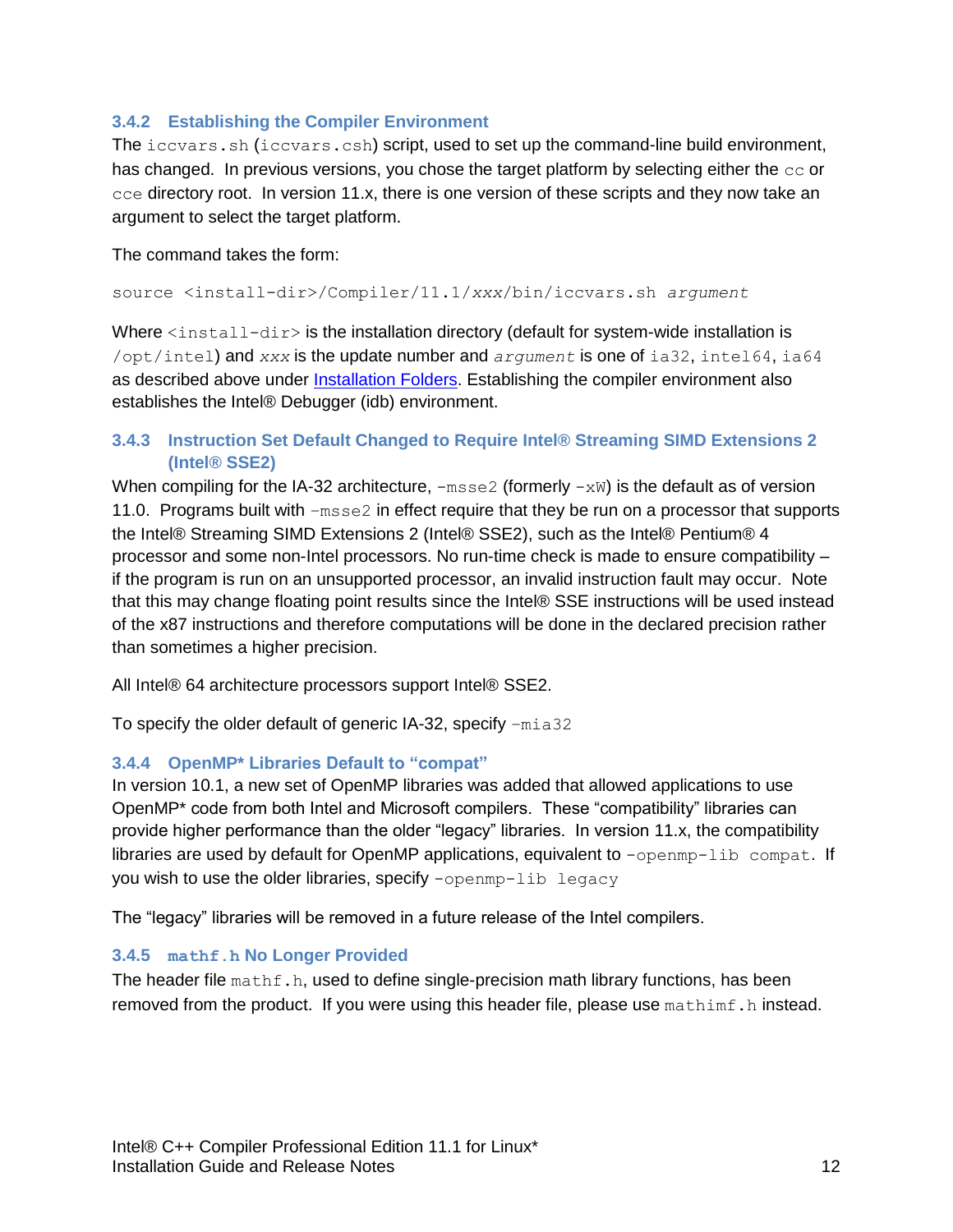### 3.4.2 Establishing the Compiler Environment

The `iccvars.sh` (`iccvars.csh`) script, used to set up the command-line build environment, has changed. In previous versions, you chose the target platform by selecting either the `cc` or `cce` directory root. In version 11.x, there is one version of these scripts and they now take an argument to select the target platform.

The command takes the form:

```
source <install-dir>/Compiler/11.1/xxx/bin/iccvars.sh argument
```

Where `<install-dir>` is the installation directory (default for system-wide installation is `/opt/intel`) and *`xxx`* is the update number and *`argument`* is one of `ia32`, `intel64`, `ia64` as described above under Installation Folders. Establishing the compiler environment also establishes the Intel® Debugger (idb) environment.

### 3.4.3 Instruction Set Default Changed to Require Intel® Streaming SIMD Extensions 2 (Intel® SSE2)

When compiling for the IA-32 architecture, `-msse2` (formerly `-xW`) is the default as of version 11.0. Programs built with `-msse2` in effect require that they be run on a processor that supports the Intel® Streaming SIMD Extensions 2 (Intel® SSE2), such as the Intel® Pentium® 4 processor and some non-Intel processors. No run-time check is made to ensure compatibility – if the program is run on an unsupported processor, an invalid instruction fault may occur. Note that this may change floating point results since the Intel® SSE instructions will be used instead of the x87 instructions and therefore computations will be done in the declared precision rather than sometimes a higher precision.

All Intel® 64 architecture processors support Intel® SSE2.

To specify the older default of generic IA-32, specify `-mia32`

### 3.4.4 OpenMP* Libraries Default to "compat"

In version 10.1, a new set of OpenMP libraries was added that allowed applications to use OpenMP* code from both Intel and Microsoft compilers. These "compatibility" libraries can provide higher performance than the older "legacy" libraries. In version 11.x, the compatibility libraries are used by default for OpenMP applications, equivalent to `-openmp-lib compat`. If you wish to use the older libraries, specify `-openmp-lib legacy`

The "legacy" libraries will be removed in a future release of the Intel compilers.

### 3.4.5 `mathf.h` No Longer Provided

The header file `mathf.h`, used to define single-precision math library functions, has been removed from the product. If you were using this header file, please use `mathimf.h` instead.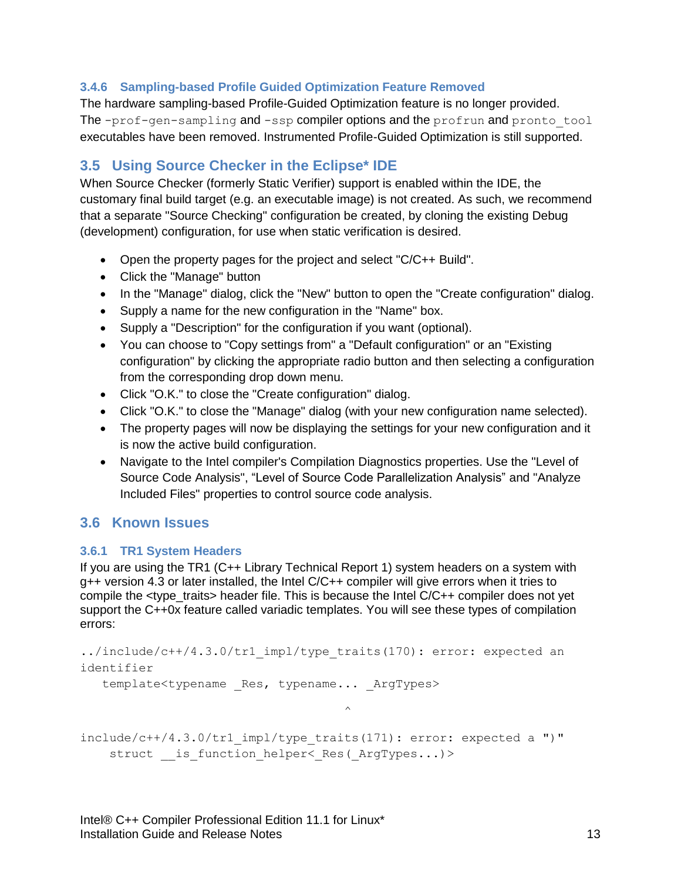### 3.4.6 Sampling-based Profile Guided Optimization Feature Removed

The hardware sampling-based Profile-Guided Optimization feature is no longer provided. The `-prof-gen-sampling` and `-ssp` compiler options and the `profrun` and `pronto_tool` executables have been removed. Instrumented Profile-Guided Optimization is still supported.

## 3.5 Using Source Checker in the Eclipse* IDE

When Source Checker (formerly Static Verifier) support is enabled within the IDE, the customary final build target (e.g. an executable image) is not created. As such, we recommend that a separate "Source Checking" configuration be created, by cloning the existing Debug (development) configuration, for use when static verification is desired.

- Open the property pages for the project and select "C/C++ Build".
- Click the "Manage" button
- In the "Manage" dialog, click the "New" button to open the "Create configuration" dialog.
- Supply a name for the new configuration in the "Name" box.
- Supply a "Description" for the configuration if you want (optional).
- You can choose to "Copy settings from" a "Default configuration" or an "Existing configuration" by clicking the appropriate radio button and then selecting a configuration from the corresponding drop down menu.
- Click "O.K." to close the "Create configuration" dialog.
- Click "O.K." to close the "Manage" dialog (with your new configuration name selected).
- The property pages will now be displaying the settings for your new configuration and it is now the active build configuration.
- Navigate to the Intel compiler's Compilation Diagnostics properties. Use the "Level of Source Code Analysis", "Level of Source Code Parallelization Analysis" and "Analyze Included Files" properties to control source code analysis.

## 3.6 Known Issues

### 3.6.1 TR1 System Headers

If you are using the TR1 (C++ Library Technical Report 1) system headers on a system with g++ version 4.3 or later installed, the Intel C/C++ compiler will give errors when it tries to compile the <type_traits> header file. This is because the Intel C/C++ compiler does not yet support the C++0x feature called variadic templates. You will see these types of compilation errors:

```
../include/c++/4.3.0/tr1_impl/type_traits(170): error: expected an
identifier
   template<typename _Res, typename... _ArgTypes>
                                      ^

include/c++/4.3.0/tr1_impl/type_traits(171): error: expected a ")"
    struct __is_function_helper<_Res(_ArgTypes...)>
```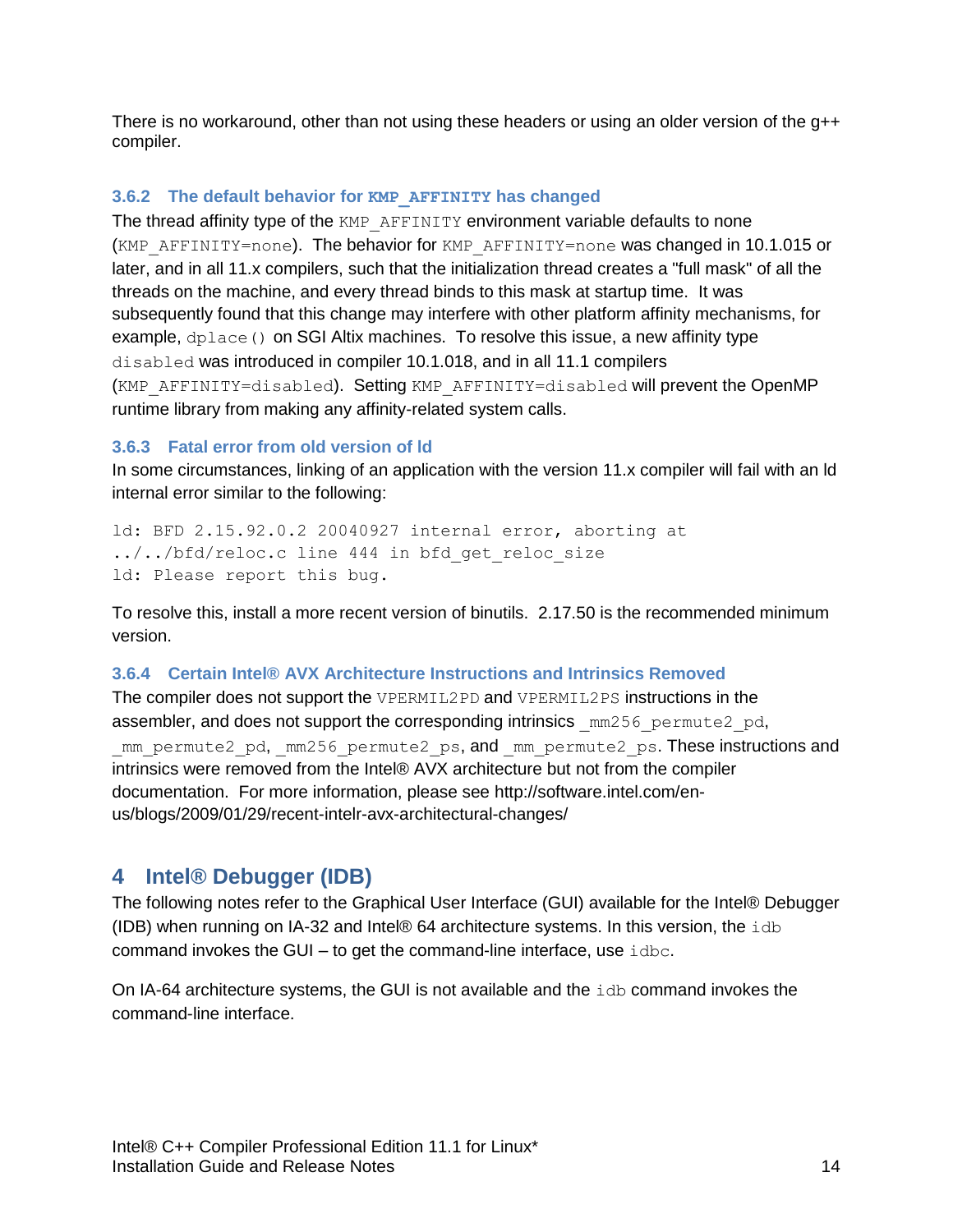There is no workaround, other than not using these headers or using an older version of the g++ compiler.

### 3.6.2 The default behavior for `KMP_AFFINITY` has changed

The thread affinity type of the `KMP_AFFINITY` environment variable defaults to none (`KMP_AFFINITY=none`). The behavior for `KMP_AFFINITY=none` was changed in 10.1.015 or later, and in all 11.x compilers, such that the initialization thread creates a "full mask" of all the threads on the machine, and every thread binds to this mask at startup time. It was subsequently found that this change may interfere with other platform affinity mechanisms, for example, `dplace()` on SGI Altix machines. To resolve this issue, a new affinity type `disabled` was introduced in compiler 10.1.018, and in all 11.1 compilers (`KMP_AFFINITY=disabled`). Setting `KMP_AFFINITY=disabled` will prevent the OpenMP runtime library from making any affinity-related system calls.

### 3.6.3 Fatal error from old version of ld

In some circumstances, linking of an application with the version 11.x compiler will fail with an ld internal error similar to the following:

```
ld: BFD 2.15.92.0.2 20040927 internal error, aborting at
../../bfd/reloc.c line 444 in bfd_get_reloc_size
ld: Please report this bug.
```

To resolve this, install a more recent version of binutils. 2.17.50 is the recommended minimum version.

### 3.6.4 Certain Intel® AVX Architecture Instructions and Intrinsics Removed

The compiler does not support the `VPERMIL2PD` and `VPERMIL2PS` instructions in the assembler, and does not support the corresponding intrinsics `_mm256_permute2_pd`, `_mm_permute2_pd`, `_mm256_permute2_ps`, and `_mm_permute2_ps`. These instructions and intrinsics were removed from the Intel® AVX architecture but not from the compiler documentation. For more information, please see http://software.intel.com/en-us/blogs/2009/01/29/recent-intelr-avx-architectural-changes/

## 4 Intel® Debugger (IDB)

The following notes refer to the Graphical User Interface (GUI) available for the Intel® Debugger (IDB) when running on IA-32 and Intel® 64 architecture systems. In this version, the `idb` command invokes the GUI – to get the command-line interface, use `idbc`.

On IA-64 architecture systems, the GUI is not available and the `idb` command invokes the command-line interface.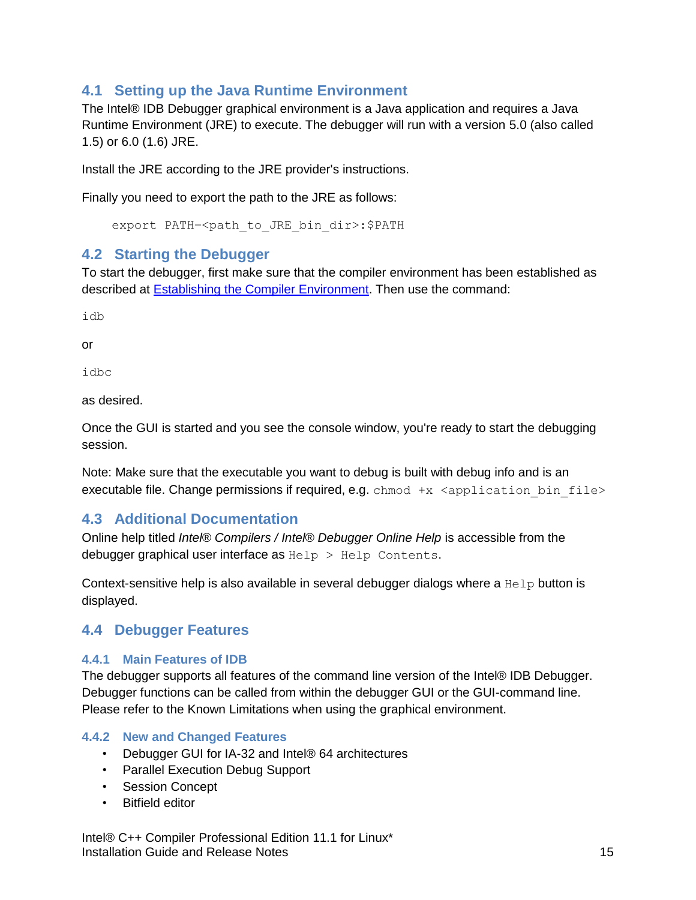## 4.1 Setting up the Java Runtime Environment

The Intel® IDB Debugger graphical environment is a Java application and requires a Java Runtime Environment (JRE) to execute. The debugger will run with a version 5.0 (also called 1.5) or 6.0 (1.6) JRE.

Install the JRE according to the JRE provider's instructions.

Finally you need to export the path to the JRE as follows:

```
export PATH=<path_to_JRE_bin_dir>:$PATH
```

## 4.2 Starting the Debugger

To start the debugger, first make sure that the compiler environment has been established as described at Establishing the Compiler Environment. Then use the command:

```
idb
```

or

```
idbc
```

as desired.

Once the GUI is started and you see the console window, you're ready to start the debugging session.

Note: Make sure that the executable you want to debug is built with debug info and is an executable file. Change permissions if required, e.g. `chmod +x <application_bin_file>`

## 4.3 Additional Documentation

Online help titled *Intel® Compilers / Intel® Debugger Online Help* is accessible from the debugger graphical user interface as `Help > Help Contents`.

Context-sensitive help is also available in several debugger dialogs where a `Help` button is displayed.

## 4.4 Debugger Features

### 4.4.1 Main Features of IDB

The debugger supports all features of the command line version of the Intel® IDB Debugger. Debugger functions can be called from within the debugger GUI or the GUI-command line. Please refer to the Known Limitations when using the graphical environment.

### 4.4.2 New and Changed Features

- Debugger GUI for IA-32 and Intel® 64 architectures
- Parallel Execution Debug Support
- Session Concept
- Bitfield editor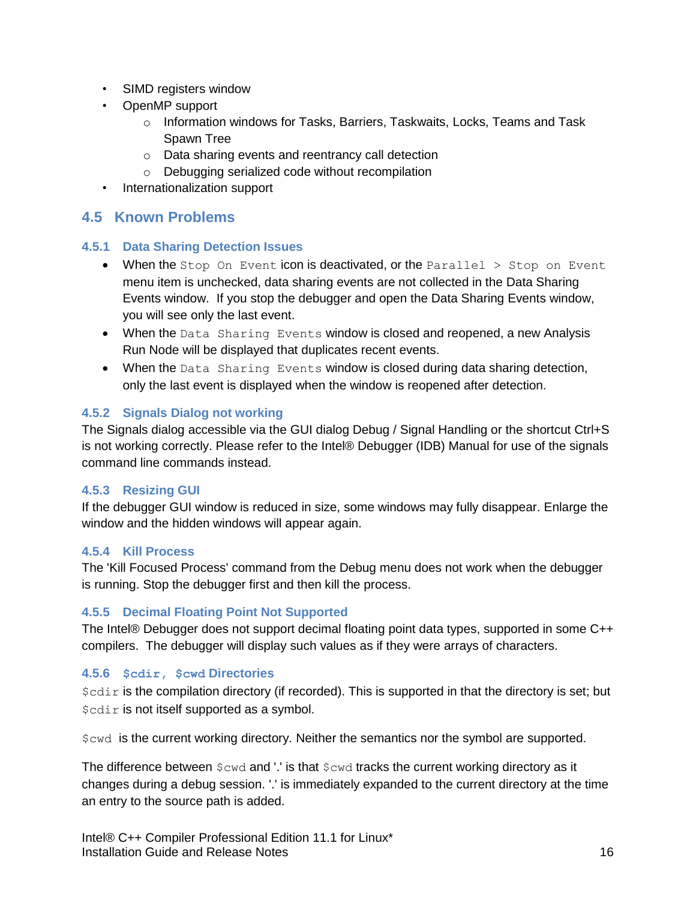- SIMD registers window
- OpenMP support
  - Information windows for Tasks, Barriers, Taskwaits, Locks, Teams and Task Spawn Tree
  - Data sharing events and reentrancy call detection
  - Debugging serialized code without recompilation
- Internationalization support

## 4.5 Known Problems

### 4.5.1 Data Sharing Detection Issues

- When the `Stop On Event` icon is deactivated, or the `Parallel > Stop on Event` menu item is unchecked, data sharing events are not collected in the Data Sharing Events window. If you stop the debugger and open the Data Sharing Events window, you will see only the last event.
- When the `Data Sharing Events` window is closed and reopened, a new Analysis Run Node will be displayed that duplicates recent events.
- When the `Data Sharing Events` window is closed during data sharing detection, only the last event is displayed when the window is reopened after detection.

### 4.5.2 Signals Dialog not working

The Signals dialog accessible via the GUI dialog Debug / Signal Handling or the shortcut Ctrl+S is not working correctly. Please refer to the Intel® Debugger (IDB) Manual for use of the signals command line commands instead.

### 4.5.3 Resizing GUI

If the debugger GUI window is reduced in size, some windows may fully disappear. Enlarge the window and the hidden windows will appear again.

### 4.5.4 Kill Process

The 'Kill Focused Process' command from the Debug menu does not work when the debugger is running. Stop the debugger first and then kill the process.

### 4.5.5 Decimal Floating Point Not Supported

The Intel® Debugger does not support decimal floating point data types, supported in some C++ compilers. The debugger will display such values as if they were arrays of characters.

### 4.5.6 `$cdir, $cwd` Directories

`$cdir` is the compilation directory (if recorded). This is supported in that the directory is set; but `$cdir` is not itself supported as a symbol.

`$cwd` is the current working directory. Neither the semantics nor the symbol are supported.

The difference between `$cwd` and '.' is that `$cwd` tracks the current working directory as it changes during a debug session. '.' is immediately expanded to the current directory at the time an entry to the source path is added.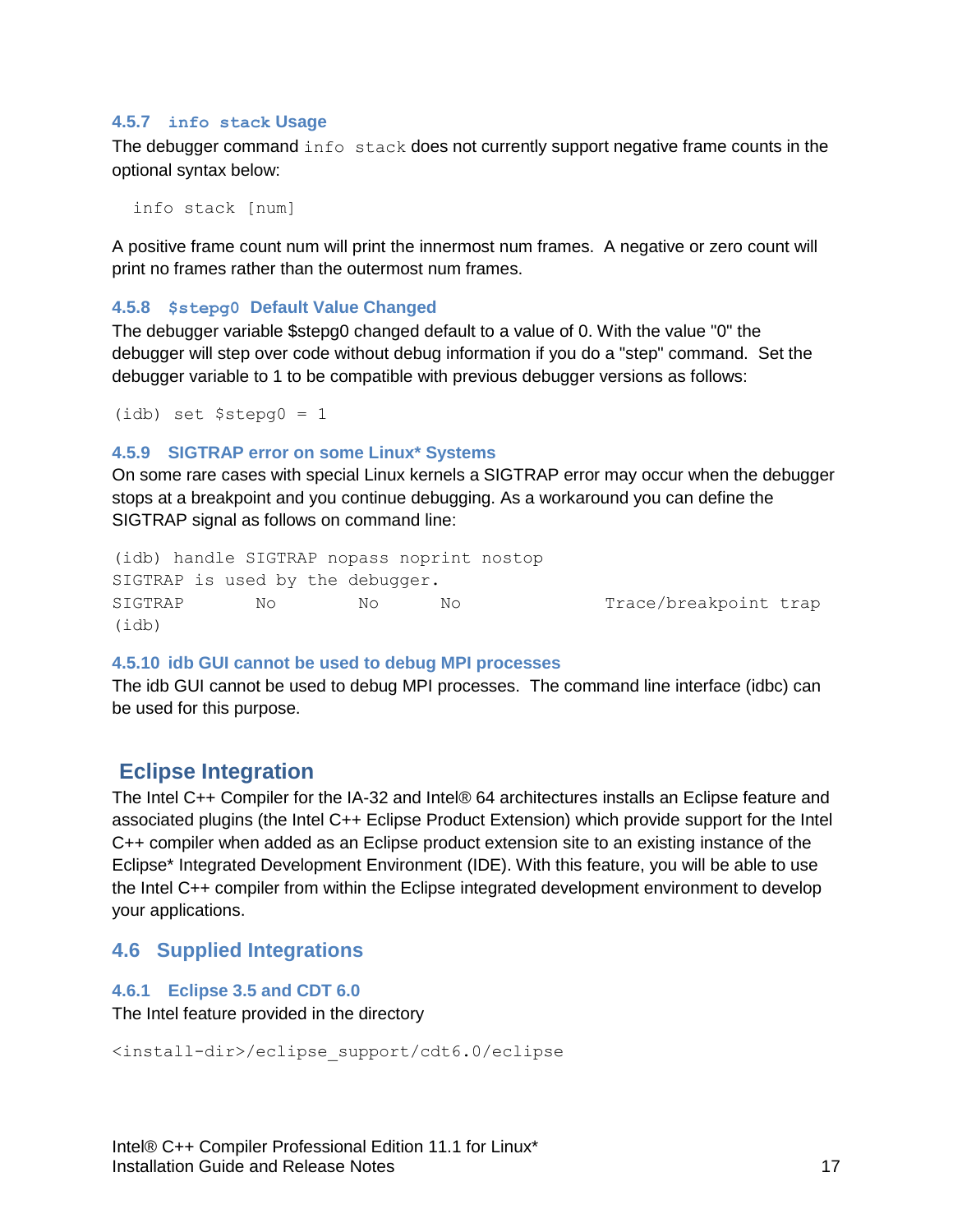#### 4.5.7 `info stack` Usage

The debugger command `info stack` does not currently support negative frame counts in the optional syntax below:

```
info stack [num]
```

A positive frame count num will print the innermost num frames. A negative or zero count will print no frames rather than the outermost num frames.

#### 4.5.8 `$stepg0` Default Value Changed

The debugger variable $stepg0 changed default to a value of 0. With the value "0" the debugger will step over code without debug information if you do a "step" command. Set the debugger variable to 1 to be compatible with previous debugger versions as follows:

```
(idb) set $stepg0 = 1
```

#### 4.5.9 SIGTRAP error on some Linux* Systems

On some rare cases with special Linux kernels a SIGTRAP error may occur when the debugger stops at a breakpoint and you continue debugging. As a workaround you can define the SIGTRAP signal as follows on command line:

```
(idb) handle SIGTRAP nopass noprint nostop
SIGTRAP is used by the debugger.
SIGTRAP       No        No       No               Trace/breakpoint trap
(idb)
```

#### 4.5.10 idb GUI cannot be used to debug MPI processes

The idb GUI cannot be used to debug MPI processes. The command line interface (idbc) can be used for this purpose.

## Eclipse Integration

The Intel C++ Compiler for the IA-32 and Intel® 64 architectures installs an Eclipse feature and associated plugins (the Intel C++ Eclipse Product Extension) which provide support for the Intel C++ compiler when added as an Eclipse product extension site to an existing instance of the Eclipse* Integrated Development Environment (IDE). With this feature, you will be able to use the Intel C++ compiler from within the Eclipse integrated development environment to develop your applications.

### 4.6 Supplied Integrations

#### 4.6.1 Eclipse 3.5 and CDT 6.0

The Intel feature provided in the directory

```
<install-dir>/eclipse_support/cdt6.0/eclipse
```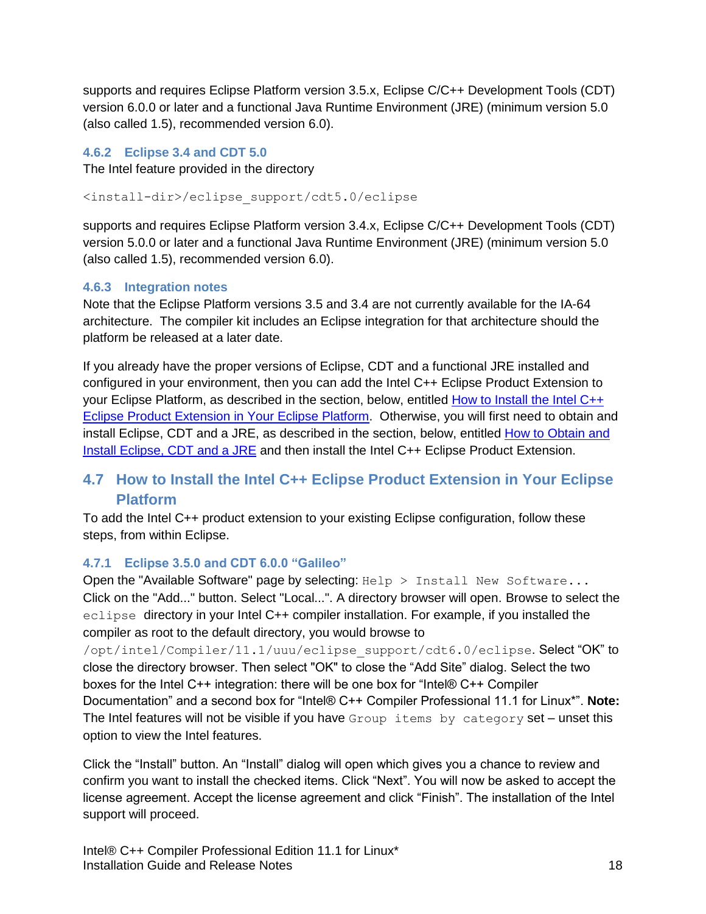supports and requires Eclipse Platform version 3.5.x, Eclipse C/C++ Development Tools (CDT) version 6.0.0 or later and a functional Java Runtime Environment (JRE) (minimum version 5.0 (also called 1.5), recommended version 6.0).

### 4.6.2 Eclipse 3.4 and CDT 5.0

The Intel feature provided in the directory

```
<install-dir>/eclipse_support/cdt5.0/eclipse
```

supports and requires Eclipse Platform version 3.4.x, Eclipse C/C++ Development Tools (CDT) version 5.0.0 or later and a functional Java Runtime Environment (JRE) (minimum version 5.0 (also called 1.5), recommended version 6.0).

### 4.6.3 Integration notes

Note that the Eclipse Platform versions 3.5 and 3.4 are not currently available for the IA-64 architecture. The compiler kit includes an Eclipse integration for that architecture should the platform be released at a later date.

If you already have the proper versions of Eclipse, CDT and a functional JRE installed and configured in your environment, then you can add the Intel C++ Eclipse Product Extension to your Eclipse Platform, as described in the section, below, entitled How to Install the Intel C++ Eclipse Product Extension in Your Eclipse Platform. Otherwise, you will first need to obtain and install Eclipse, CDT and a JRE, as described in the section, below, entitled How to Obtain and Install Eclipse, CDT and a JRE and then install the Intel C++ Eclipse Product Extension.

## 4.7 How to Install the Intel C++ Eclipse Product Extension in Your Eclipse Platform

To add the Intel C++ product extension to your existing Eclipse configuration, follow these steps, from within Eclipse.

### 4.7.1 Eclipse 3.5.0 and CDT 6.0.0 “Galileo”

Open the "Available Software" page by selecting: `Help > Install New Software...` Click on the "Add..." button. Select "Local...". A directory browser will open. Browse to select the `eclipse` directory in your Intel C++ compiler installation. For example, if you installed the compiler as root to the default directory, you would browse to `/opt/intel/Compiler/11.1/uuu/eclipse_support/cdt6.0/eclipse`. Select “OK” to close the directory browser. Then select "OK" to close the “Add Site” dialog. Select the two boxes for the Intel C++ integration: there will be one box for “Intel® C++ Compiler Documentation” and a second box for “Intel® C++ Compiler Professional 11.1 for Linux*”. **Note:** The Intel features will not be visible if you have `Group items by category` set – unset this option to view the Intel features.

Click the “Install” button. An “Install” dialog will open which gives you a chance to review and confirm you want to install the checked items. Click “Next”. You will now be asked to accept the license agreement. Accept the license agreement and click “Finish”. The installation of the Intel support will proceed.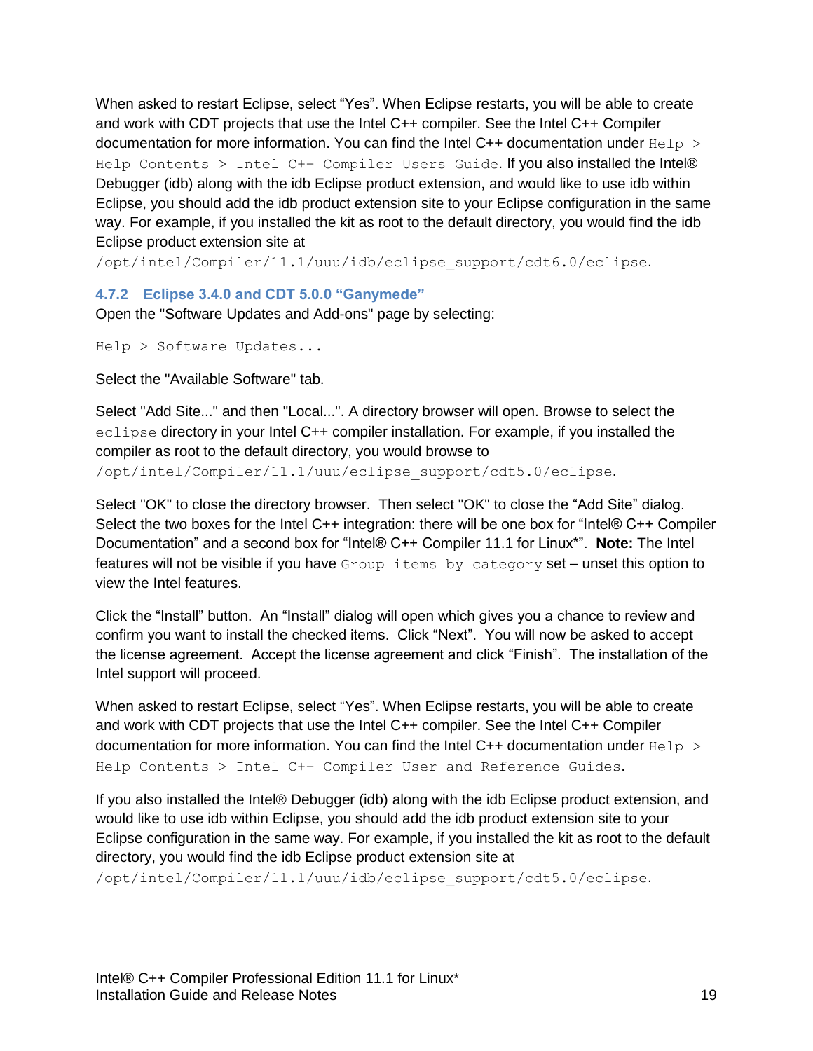When asked to restart Eclipse, select “Yes”. When Eclipse restarts, you will be able to create and work with CDT projects that use the Intel C++ compiler. See the Intel C++ Compiler documentation for more information. You can find the Intel C++ documentation under `Help > Help Contents > Intel C++ Compiler Users Guide`. If you also installed the Intel® Debugger (idb) along with the idb Eclipse product extension, and would like to use idb within Eclipse, you should add the idb product extension site to your Eclipse configuration in the same way. For example, if you installed the kit as root to the default directory, you would find the idb Eclipse product extension site at `/opt/intel/Compiler/11.1/uuu/idb/eclipse_support/cdt6.0/eclipse`.

### 4.7.2 Eclipse 3.4.0 and CDT 5.0.0 “Ganymede”

Open the "Software Updates and Add-ons" page by selecting:

`Help > Software Updates...`

Select the "Available Software" tab.

Select "Add Site..." and then "Local...". A directory browser will open. Browse to select the `eclipse` directory in your Intel C++ compiler installation. For example, if you installed the compiler as root to the default directory, you would browse to `/opt/intel/Compiler/11.1/uuu/eclipse_support/cdt5.0/eclipse`.

Select "OK" to close the directory browser. Then select "OK" to close the “Add Site” dialog. Select the two boxes for the Intel C++ integration: there will be one box for “Intel® C++ Compiler Documentation” and a second box for “Intel® C++ Compiler 11.1 for Linux*”. **Note:** The Intel features will not be visible if you have `Group items by category` set – unset this option to view the Intel features.

Click the “Install” button. An “Install” dialog will open which gives you a chance to review and confirm you want to install the checked items. Click “Next”. You will now be asked to accept the license agreement. Accept the license agreement and click “Finish”. The installation of the Intel support will proceed.

When asked to restart Eclipse, select “Yes”. When Eclipse restarts, you will be able to create and work with CDT projects that use the Intel C++ compiler. See the Intel C++ Compiler documentation for more information. You can find the Intel C++ documentation under `Help > Help Contents > Intel C++ Compiler User and Reference Guides`.

If you also installed the Intel® Debugger (idb) along with the idb Eclipse product extension, and would like to use idb within Eclipse, you should add the idb product extension site to your Eclipse configuration in the same way. For example, if you installed the kit as root to the default directory, you would find the idb Eclipse product extension site at `/opt/intel/Compiler/11.1/uuu/idb/eclipse_support/cdt5.0/eclipse`.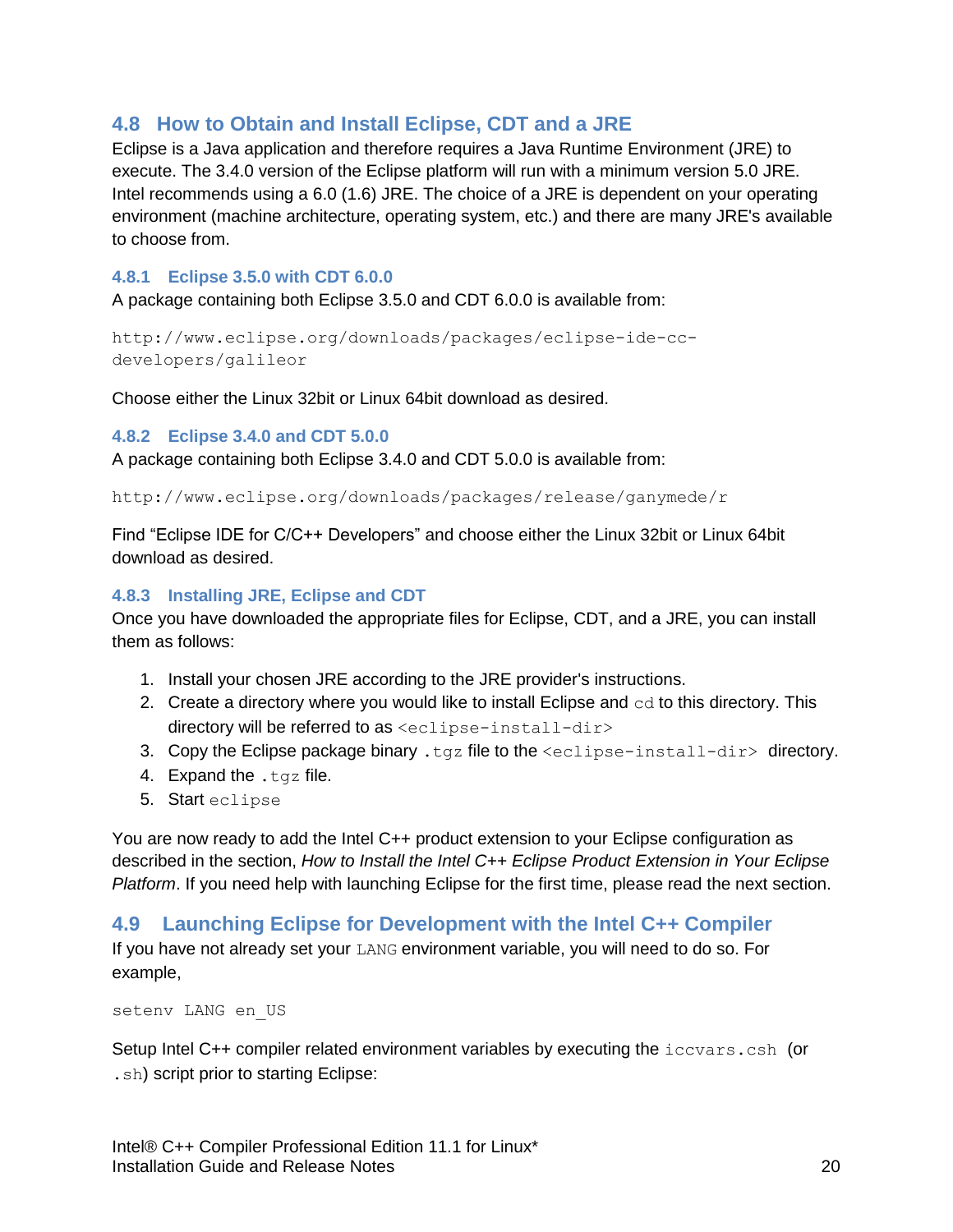## 4.8 How to Obtain and Install Eclipse, CDT and a JRE

Eclipse is a Java application and therefore requires a Java Runtime Environment (JRE) to execute. The 3.4.0 version of the Eclipse platform will run with a minimum version 5.0 JRE. Intel recommends using a 6.0 (1.6) JRE. The choice of a JRE is dependent on your operating environment (machine architecture, operating system, etc.) and there are many JRE's available to choose from.

### 4.8.1 Eclipse 3.5.0 with CDT 6.0.0

A package containing both Eclipse 3.5.0 and CDT 6.0.0 is available from:

```
http://www.eclipse.org/downloads/packages/eclipse-ide-cc-developers/galileor
```

Choose either the Linux 32bit or Linux 64bit download as desired.

### 4.8.2 Eclipse 3.4.0 and CDT 5.0.0

A package containing both Eclipse 3.4.0 and CDT 5.0.0 is available from:

```
http://www.eclipse.org/downloads/packages/release/ganymede/r
```

Find "Eclipse IDE for C/C++ Developers" and choose either the Linux 32bit or Linux 64bit download as desired.

### 4.8.3 Installing JRE, Eclipse and CDT

Once you have downloaded the appropriate files for Eclipse, CDT, and a JRE, you can install them as follows:

1. Install your chosen JRE according to the JRE provider's instructions.
2. Create a directory where you would like to install Eclipse and `cd` to this directory. This directory will be referred to as `<eclipse-install-dir>`
3. Copy the Eclipse package binary `.tgz` file to the `<eclipse-install-dir>` directory.
4. Expand the `.tgz` file.
5. Start `eclipse`

You are now ready to add the Intel C++ product extension to your Eclipse configuration as described in the section, *How to Install the Intel C++ Eclipse Product Extension in Your Eclipse Platform*. If you need help with launching Eclipse for the first time, please read the next section.

## 4.9 Launching Eclipse for Development with the Intel C++ Compiler

If you have not already set your `LANG` environment variable, you will need to do so. For example,

```
setenv LANG en_US
```

Setup Intel C++ compiler related environment variables by executing the `iccvars.csh` (or `.sh`) script prior to starting Eclipse: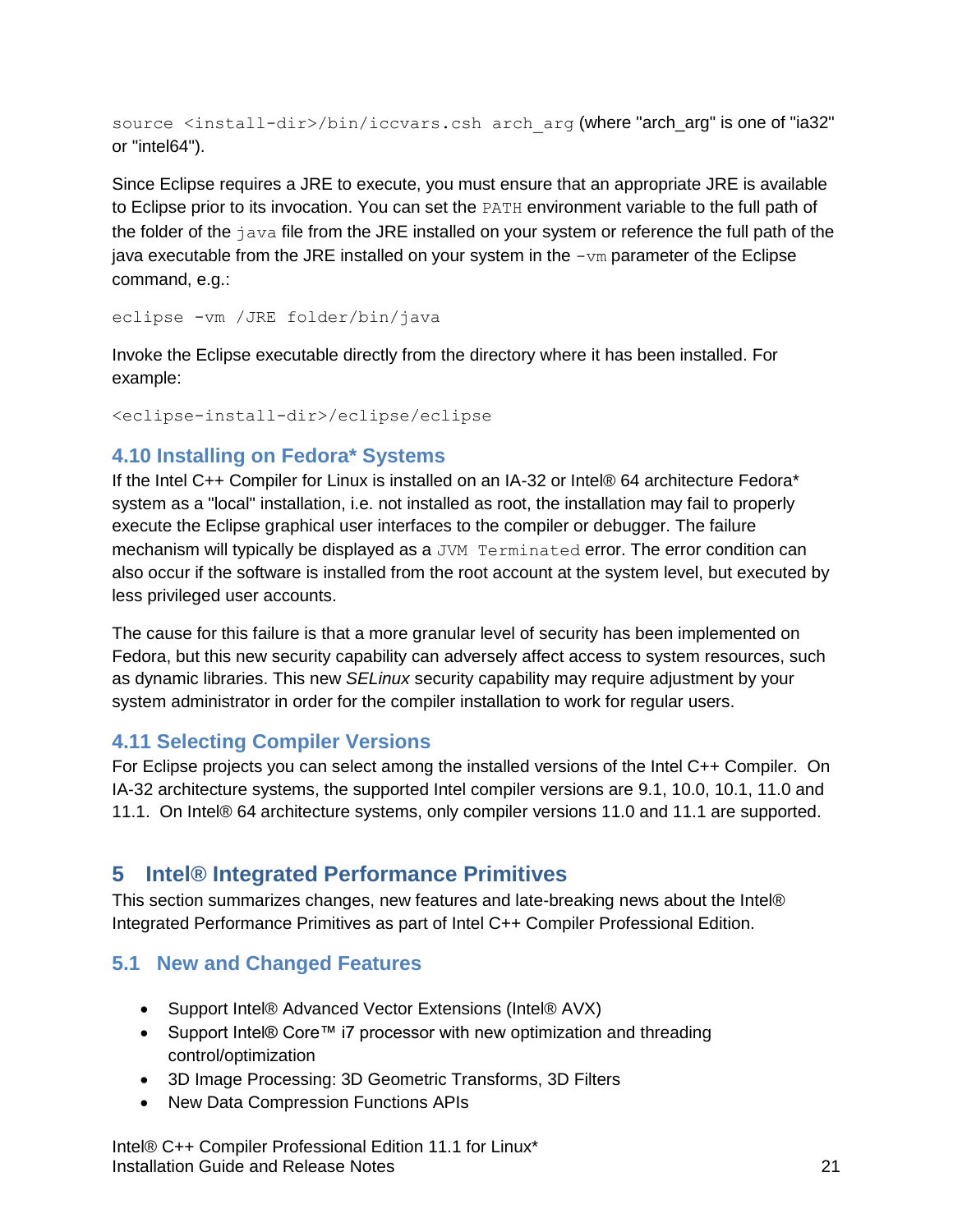`source <install-dir>/bin/iccvars.csh arch_arg` (where "arch_arg" is one of "ia32" or "intel64").

Since Eclipse requires a JRE to execute, you must ensure that an appropriate JRE is available to Eclipse prior to its invocation. You can set the `PATH` environment variable to the full path of the folder of the `java` file from the JRE installed on your system or reference the full path of the java executable from the JRE installed on your system in the `-vm` parameter of the Eclipse command, e.g.:

```
eclipse -vm /JRE folder/bin/java
```

Invoke the Eclipse executable directly from the directory where it has been installed. For example:

```
<eclipse-install-dir>/eclipse/eclipse
```

### 4.10 Installing on Fedora* Systems

If the Intel C++ Compiler for Linux is installed on an IA-32 or Intel® 64 architecture Fedora* system as a "local" installation, i.e. not installed as root, the installation may fail to properly execute the Eclipse graphical user interfaces to the compiler or debugger. The failure mechanism will typically be displayed as a `JVM Terminated` error. The error condition can also occur if the software is installed from the root account at the system level, but executed by less privileged user accounts.

The cause for this failure is that a more granular level of security has been implemented on Fedora, but this new security capability can adversely affect access to system resources, such as dynamic libraries. This new *SELinux* security capability may require adjustment by your system administrator in order for the compiler installation to work for regular users.

### 4.11 Selecting Compiler Versions

For Eclipse projects you can select among the installed versions of the Intel C++ Compiler. On IA-32 architecture systems, the supported Intel compiler versions are 9.1, 10.0, 10.1, 11.0 and 11.1. On Intel® 64 architecture systems, only compiler versions 11.0 and 11.1 are supported.

## 5 Intel® Integrated Performance Primitives

This section summarizes changes, new features and late-breaking news about the Intel® Integrated Performance Primitives as part of Intel C++ Compiler Professional Edition.

### 5.1 New and Changed Features

- Support Intel® Advanced Vector Extensions (Intel® AVX)
- Support Intel® Core™ i7 processor with new optimization and threading control/optimization
- 3D Image Processing: 3D Geometric Transforms, 3D Filters
- New Data Compression Functions APIs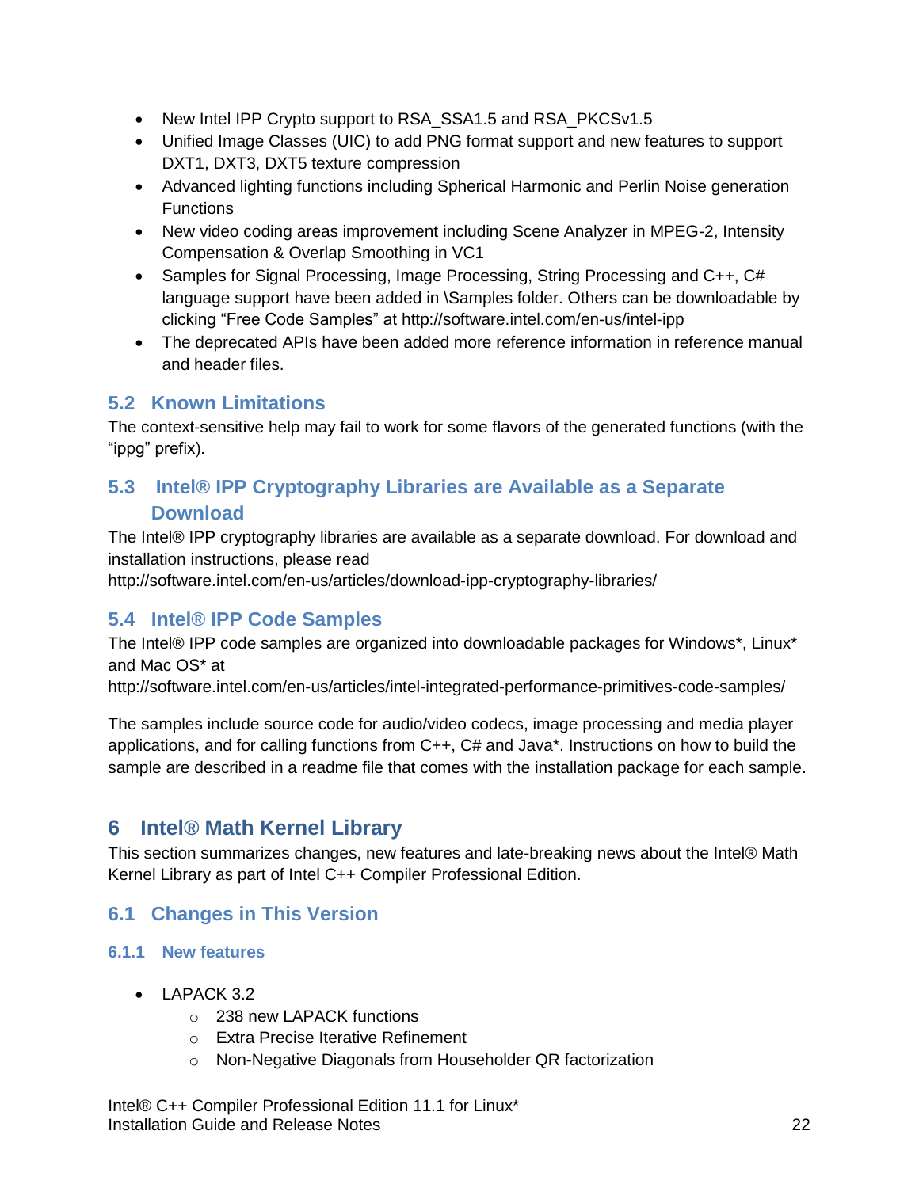- New Intel IPP Crypto support to RSA_SSA1.5 and RSA_PKCSv1.5
- Unified Image Classes (UIC) to add PNG format support and new features to support DXT1, DXT3, DXT5 texture compression
- Advanced lighting functions including Spherical Harmonic and Perlin Noise generation Functions
- New video coding areas improvement including Scene Analyzer in MPEG-2, Intensity Compensation & Overlap Smoothing in VC1
- Samples for Signal Processing, Image Processing, String Processing and C++, C# language support have been added in \Samples folder. Others can be downloadable by clicking "Free Code Samples" at http://software.intel.com/en-us/intel-ipp
- The deprecated APIs have been added more reference information in reference manual and header files.

## 5.2 Known Limitations

The context-sensitive help may fail to work for some flavors of the generated functions (with the "ippg" prefix).

## 5.3 Intel® IPP Cryptography Libraries are Available as a Separate Download

The Intel® IPP cryptography libraries are available as a separate download. For download and installation instructions, please read
http://software.intel.com/en-us/articles/download-ipp-cryptography-libraries/

## 5.4 Intel® IPP Code Samples

The Intel® IPP code samples are organized into downloadable packages for Windows*, Linux* and Mac OS* at
http://software.intel.com/en-us/articles/intel-integrated-performance-primitives-code-samples/

The samples include source code for audio/video codecs, image processing and media player applications, and for calling functions from C++, C# and Java*. Instructions on how to build the sample are described in a readme file that comes with the installation package for each sample.

# 6 Intel® Math Kernel Library

This section summarizes changes, new features and late-breaking news about the Intel® Math Kernel Library as part of Intel C++ Compiler Professional Edition.

## 6.1 Changes in This Version

### 6.1.1 New features

- LAPACK 3.2
  - 238 new LAPACK functions
  - Extra Precise Iterative Refinement
  - Non-Negative Diagonals from Householder QR factorization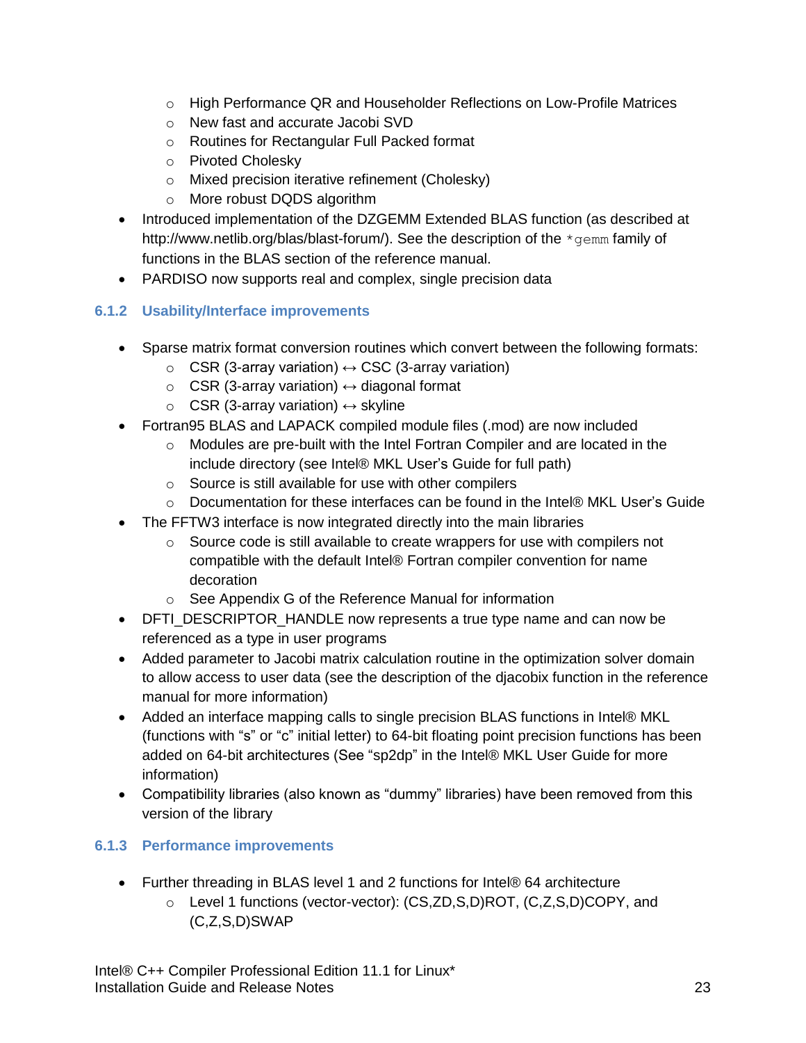- High Performance QR and Householder Reflections on Low-Profile Matrices
  - New fast and accurate Jacobi SVD
  - Routines for Rectangular Full Packed format
  - Pivoted Cholesky
  - Mixed precision iterative refinement (Cholesky)
  - More robust DQDS algorithm
- Introduced implementation of the DZGEMM Extended BLAS function (as described at http://www.netlib.org/blas/blast-forum/). See the description of the `*gemm` family of functions in the BLAS section of the reference manual.
- PARDISO now supports real and complex, single precision data

### 6.1.2 Usability/Interface improvements

- Sparse matrix format conversion routines which convert between the following formats:
  - CSR (3-array variation) ↔ CSC (3-array variation)
  - CSR (3-array variation) ↔ diagonal format
  - CSR (3-array variation) ↔ skyline
- Fortran95 BLAS and LAPACK compiled module files (.mod) are now included
  - Modules are pre-built with the Intel Fortran Compiler and are located in the include directory (see Intel® MKL User's Guide for full path)
  - Source is still available for use with other compilers
  - Documentation for these interfaces can be found in the Intel® MKL User's Guide
- The FFTW3 interface is now integrated directly into the main libraries
  - Source code is still available to create wrappers for use with compilers not compatible with the default Intel® Fortran compiler convention for name decoration
  - See Appendix G of the Reference Manual for information
- DFTI_DESCRIPTOR_HANDLE now represents a true type name and can now be referenced as a type in user programs
- Added parameter to Jacobi matrix calculation routine in the optimization solver domain to allow access to user data (see the description of the djacobix function in the reference manual for more information)
- Added an interface mapping calls to single precision BLAS functions in Intel® MKL (functions with "s" or "c" initial letter) to 64-bit floating point precision functions has been added on 64-bit architectures (See "sp2dp" in the Intel® MKL User Guide for more information)
- Compatibility libraries (also known as "dummy" libraries) have been removed from this version of the library

### 6.1.3 Performance improvements

- Further threading in BLAS level 1 and 2 functions for Intel® 64 architecture
  - Level 1 functions (vector-vector): (CS,ZD,S,D)ROT, (C,Z,S,D)COPY, and (C,Z,S,D)SWAP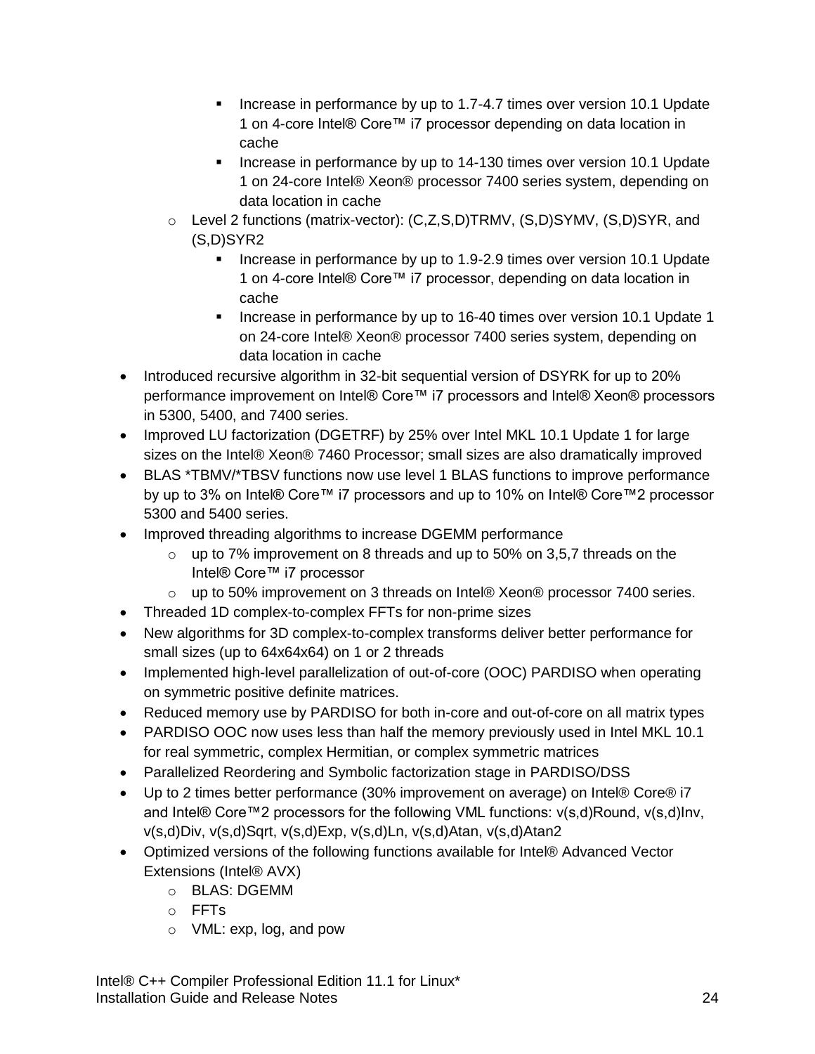- Increase in performance by up to 1.7-4.7 times over version 10.1 Update 1 on 4-core Intel® Core™ i7 processor depending on data location in cache
        - Increase in performance by up to 14-130 times over version 10.1 Update 1 on 24-core Intel® Xeon® processor 7400 series system, depending on data location in cache
    - Level 2 functions (matrix-vector): (C,Z,S,D)TRMV, (S,D)SYMV, (S,D)SYR, and (S,D)SYR2
        - Increase in performance by up to 1.9-2.9 times over version 10.1 Update 1 on 4-core Intel® Core™ i7 processor, depending on data location in cache
        - Increase in performance by up to 16-40 times over version 10.1 Update 1 on 24-core Intel® Xeon® processor 7400 series system, depending on data location in cache
- Introduced recursive algorithm in 32-bit sequential version of DSYRK for up to 20% performance improvement on Intel® Core™ i7 processors and Intel® Xeon® processors in 5300, 5400, and 7400 series.
- Improved LU factorization (DGETRF) by 25% over Intel MKL 10.1 Update 1 for large sizes on the Intel® Xeon® 7460 Processor; small sizes are also dramatically improved
- BLAS *TBMV/*TBSV functions now use level 1 BLAS functions to improve performance by up to 3% on Intel® Core™ i7 processors and up to 10% on Intel® Core™2 processor 5300 and 5400 series.
- Improved threading algorithms to increase DGEMM performance
    - up to 7% improvement on 8 threads and up to 50% on 3,5,7 threads on the Intel® Core™ i7 processor
    - up to 50% improvement on 3 threads on Intel® Xeon® processor 7400 series.
- Threaded 1D complex-to-complex FFTs for non-prime sizes
- New algorithms for 3D complex-to-complex transforms deliver better performance for small sizes (up to 64x64x64) on 1 or 2 threads
- Implemented high-level parallelization of out-of-core (OOC) PARDISO when operating on symmetric positive definite matrices.
- Reduced memory use by PARDISO for both in-core and out-of-core on all matrix types
- PARDISO OOC now uses less than half the memory previously used in Intel MKL 10.1 for real symmetric, complex Hermitian, or complex symmetric matrices
- Parallelized Reordering and Symbolic factorization stage in PARDISO/DSS
- Up to 2 times better performance (30% improvement on average) on Intel® Core® i7 and Intel® Core™2 processors for the following VML functions: v(s,d)Round, v(s,d)Inv, v(s,d)Div, v(s,d)Sqrt, v(s,d)Exp, v(s,d)Ln, v(s,d)Atan, v(s,d)Atan2
- Optimized versions of the following functions available for Intel® Advanced Vector Extensions (Intel® AVX)
    - BLAS: DGEMM
    - FFTs
    - VML: exp, log, and pow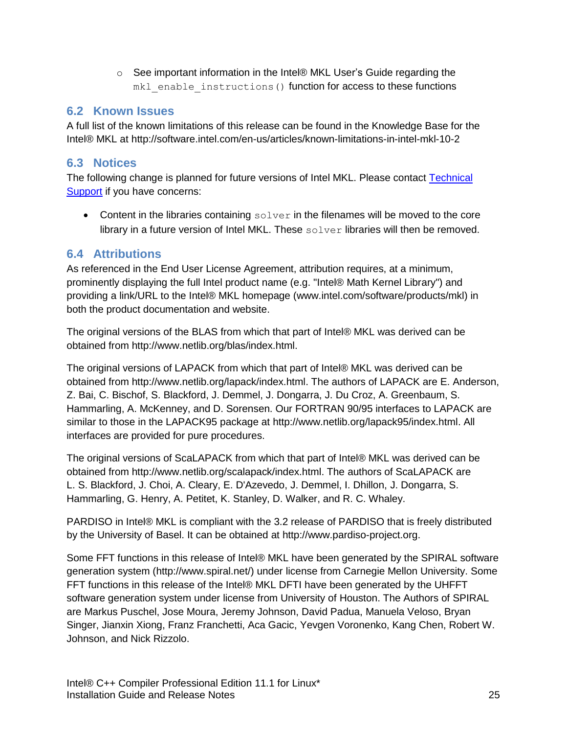- See important information in the Intel® MKL User's Guide regarding the `mkl_enable_instructions()` function for access to these functions

## 6.2 Known Issues

A full list of the known limitations of this release can be found in the Knowledge Base for the Intel® MKL at http://software.intel.com/en-us/articles/known-limitations-in-intel-mkl-10-2

## 6.3 Notices

The following change is planned for future versions of Intel MKL. Please contact [Technical Support]() if you have concerns:

- Content in the libraries containing `solver` in the filenames will be moved to the core library in a future version of Intel MKL. These `solver` libraries will then be removed.

## 6.4 Attributions

As referenced in the End User License Agreement, attribution requires, at a minimum, prominently displaying the full Intel product name (e.g. "Intel® Math Kernel Library") and providing a link/URL to the Intel® MKL homepage (www.intel.com/software/products/mkl) in both the product documentation and website.

The original versions of the BLAS from which that part of Intel® MKL was derived can be obtained from http://www.netlib.org/blas/index.html.

The original versions of LAPACK from which that part of Intel® MKL was derived can be obtained from http://www.netlib.org/lapack/index.html. The authors of LAPACK are E. Anderson, Z. Bai, C. Bischof, S. Blackford, J. Demmel, J. Dongarra, J. Du Croz, A. Greenbaum, S. Hammarling, A. McKenney, and D. Sorensen. Our FORTRAN 90/95 interfaces to LAPACK are similar to those in the LAPACK95 package at http://www.netlib.org/lapack95/index.html. All interfaces are provided for pure procedures.

The original versions of ScaLAPACK from which that part of Intel® MKL was derived can be obtained from http://www.netlib.org/scalapack/index.html. The authors of ScaLAPACK are L. S. Blackford, J. Choi, A. Cleary, E. D'Azevedo, J. Demmel, I. Dhillon, J. Dongarra, S. Hammarling, G. Henry, A. Petitet, K. Stanley, D. Walker, and R. C. Whaley.

PARDISO in Intel® MKL is compliant with the 3.2 release of PARDISO that is freely distributed by the University of Basel. It can be obtained at http://www.pardiso-project.org.

Some FFT functions in this release of Intel® MKL have been generated by the SPIRAL software generation system (http://www.spiral.net/) under license from Carnegie Mellon University. Some FFT functions in this release of the Intel® MKL DFTI have been generated by the UHFFT software generation system under license from University of Houston. The Authors of SPIRAL are Markus Puschel, Jose Moura, Jeremy Johnson, David Padua, Manuela Veloso, Bryan Singer, Jianxin Xiong, Franz Franchetti, Aca Gacic, Yevgen Voronenko, Kang Chen, Robert W. Johnson, and Nick Rizzolo.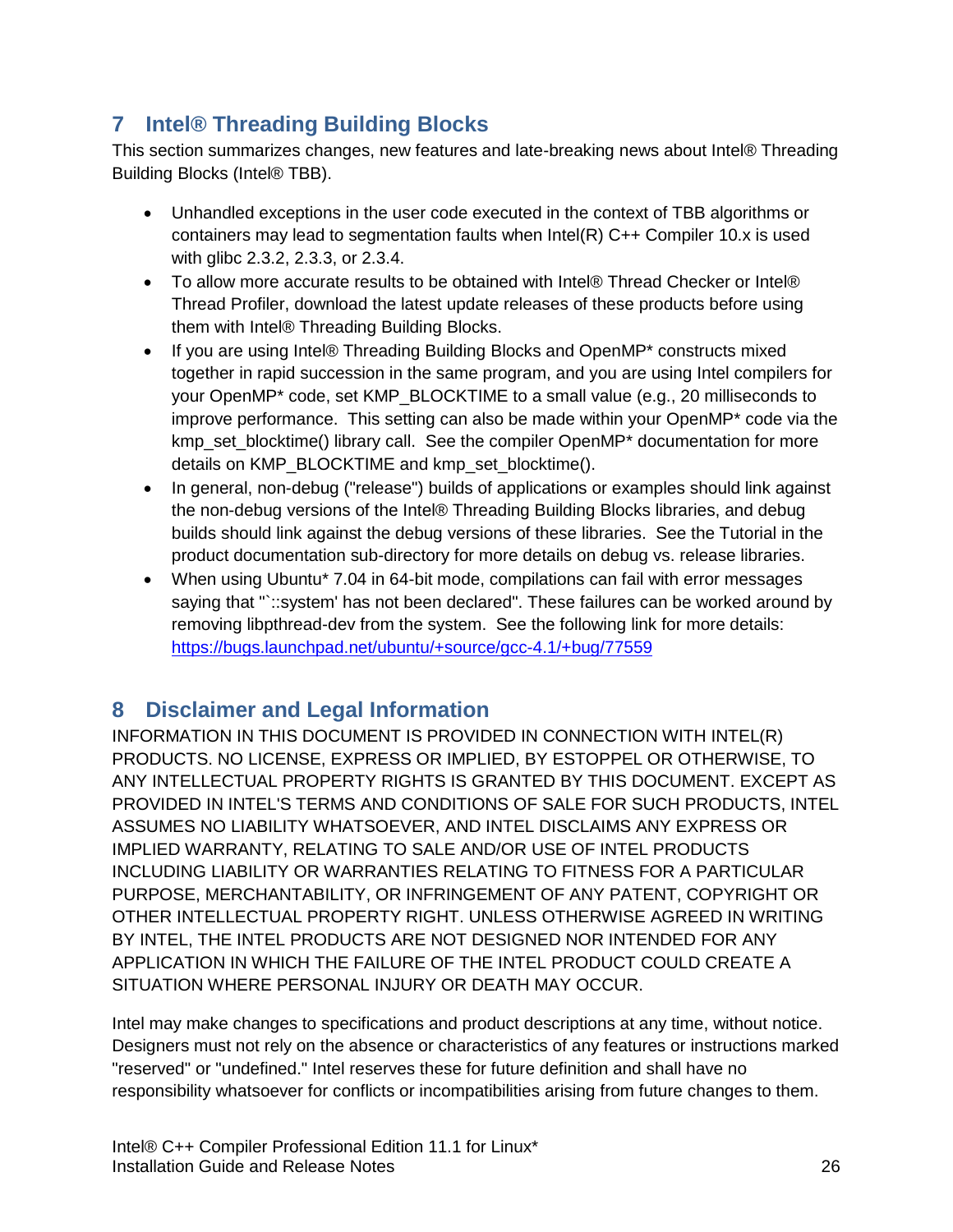## 7 Intel® Threading Building Blocks

This section summarizes changes, new features and late-breaking news about Intel® Threading Building Blocks (Intel® TBB).

- Unhandled exceptions in the user code executed in the context of TBB algorithms or containers may lead to segmentation faults when Intel(R) C++ Compiler 10.x is used with glibc 2.3.2, 2.3.3, or 2.3.4.
- To allow more accurate results to be obtained with Intel® Thread Checker or Intel® Thread Profiler, download the latest update releases of these products before using them with Intel® Threading Building Blocks.
- If you are using Intel® Threading Building Blocks and OpenMP* constructs mixed together in rapid succession in the same program, and you are using Intel compilers for your OpenMP* code, set KMP_BLOCKTIME to a small value (e.g., 20 milliseconds to improve performance. This setting can also be made within your OpenMP* code via the kmp_set_blocktime() library call. See the compiler OpenMP* documentation for more details on KMP_BLOCKTIME and kmp_set_blocktime().
- In general, non-debug ("release") builds of applications or examples should link against the non-debug versions of the Intel® Threading Building Blocks libraries, and debug builds should link against the debug versions of these libraries. See the Tutorial in the product documentation sub-directory for more details on debug vs. release libraries.
- When using Ubuntu* 7.04 in 64-bit mode, compilations can fail with error messages saying that "`::system' has not been declared". These failures can be worked around by removing libpthread-dev from the system. See the following link for more details: [https://bugs.launchpad.net/ubuntu/+source/gcc-4.1/+bug/77559](https://bugs.launchpad.net/ubuntu/+source/gcc-4.1/+bug/77559)

## 8 Disclaimer and Legal Information

INFORMATION IN THIS DOCUMENT IS PROVIDED IN CONNECTION WITH INTEL(R) PRODUCTS. NO LICENSE, EXPRESS OR IMPLIED, BY ESTOPPEL OR OTHERWISE, TO ANY INTELLECTUAL PROPERTY RIGHTS IS GRANTED BY THIS DOCUMENT. EXCEPT AS PROVIDED IN INTEL'S TERMS AND CONDITIONS OF SALE FOR SUCH PRODUCTS, INTEL ASSUMES NO LIABILITY WHATSOEVER, AND INTEL DISCLAIMS ANY EXPRESS OR IMPLIED WARRANTY, RELATING TO SALE AND/OR USE OF INTEL PRODUCTS INCLUDING LIABILITY OR WARRANTIES RELATING TO FITNESS FOR A PARTICULAR PURPOSE, MERCHANTABILITY, OR INFRINGEMENT OF ANY PATENT, COPYRIGHT OR OTHER INTELLECTUAL PROPERTY RIGHT. UNLESS OTHERWISE AGREED IN WRITING BY INTEL, THE INTEL PRODUCTS ARE NOT DESIGNED NOR INTENDED FOR ANY APPLICATION IN WHICH THE FAILURE OF THE INTEL PRODUCT COULD CREATE A SITUATION WHERE PERSONAL INJURY OR DEATH MAY OCCUR.

Intel may make changes to specifications and product descriptions at any time, without notice. Designers must not rely on the absence or characteristics of any features or instructions marked "reserved" or "undefined." Intel reserves these for future definition and shall have no responsibility whatsoever for conflicts or incompatibilities arising from future changes to them.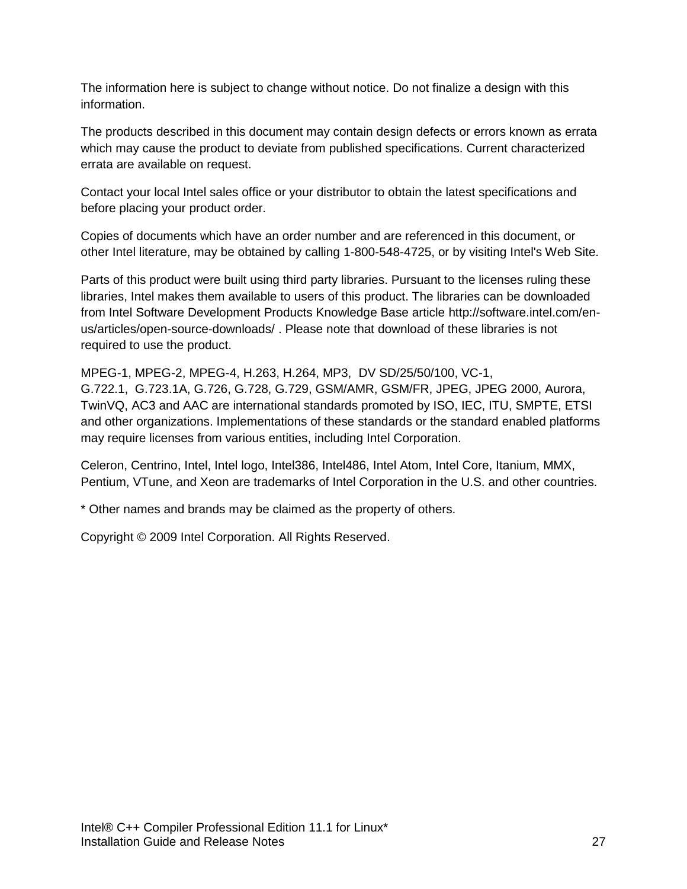The information here is subject to change without notice. Do not finalize a design with this information.

The products described in this document may contain design defects or errors known as errata which may cause the product to deviate from published specifications. Current characterized errata are available on request.

Contact your local Intel sales office or your distributor to obtain the latest specifications and before placing your product order.

Copies of documents which have an order number and are referenced in this document, or other Intel literature, may be obtained by calling 1-800-548-4725, or by visiting Intel's Web Site.

Parts of this product were built using third party libraries. Pursuant to the licenses ruling these libraries, Intel makes them available to users of this product. The libraries can be downloaded from Intel Software Development Products Knowledge Base article http://software.intel.com/en-us/articles/open-source-downloads/ . Please note that download of these libraries is not required to use the product.

MPEG-1, MPEG-2, MPEG-4, H.263, H.264, MP3, DV SD/25/50/100, VC-1, G.722.1, G.723.1A, G.726, G.728, G.729, GSM/AMR, GSM/FR, JPEG, JPEG 2000, Aurora, TwinVQ, AC3 and AAC are international standards promoted by ISO, IEC, ITU, SMPTE, ETSI and other organizations. Implementations of these standards or the standard enabled platforms may require licenses from various entities, including Intel Corporation.

Celeron, Centrino, Intel, Intel logo, Intel386, Intel486, Intel Atom, Intel Core, Itanium, MMX, Pentium, VTune, and Xeon are trademarks of Intel Corporation in the U.S. and other countries.

* Other names and brands may be claimed as the property of others.

Copyright © 2009 Intel Corporation. All Rights Reserved.